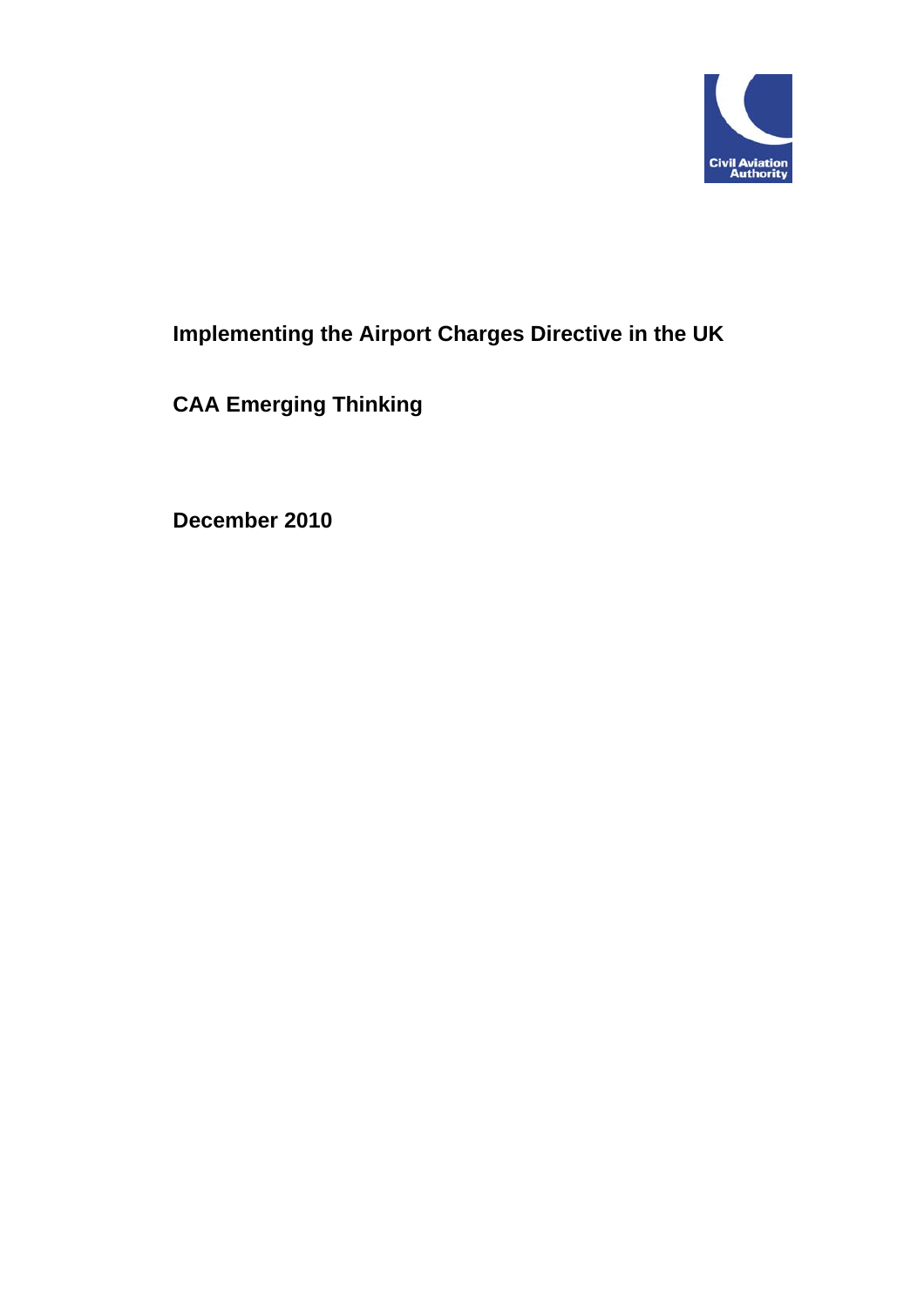# Implementing the Airport Charges Directive in the UK

## CAA Emerging Thinking

**December 2010**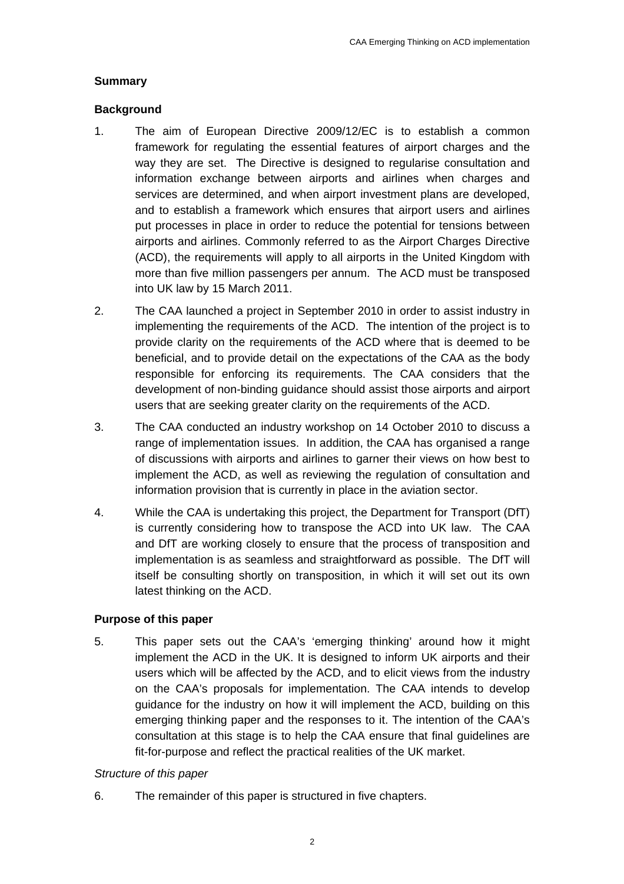## Summary

### Background

1. The aim of European Directive 2009/12/EC is to establish a common framework for regulating the essential features of airport charges and the way they are set. The Directive is designed to regularise consultation and information exchange between airports and airlines when charges and services are determined, and when airport investment plans are developed, and to establish a framework which ensures that airport users and airlines put processes in place in order to reduce the potential for tensions between airports and airlines. Commonly referred to as the Airport Charges Directive (ACD), the requirements will apply to all airports in the United Kingdom with more than five million passengers per annum. The ACD must be transposed into UK law by 15 March 2011.

2. The CAA launched a project in September 2010 in order to assist industry in implementing the requirements of the ACD. The intention of the project is to provide clarity on the requirements of the ACD where that is deemed to be beneficial, and to provide detail on the expectations of the CAA as the body responsible for enforcing its requirements. The CAA considers that the development of non-binding guidance should assist those airports and airport users that are seeking greater clarity on the requirements of the ACD.

3. The CAA conducted an industry workshop on 14 October 2010 to discuss a range of implementation issues. In addition, the CAA has organised a range of discussions with airports and airlines to garner their views on how best to implement the ACD, as well as reviewing the regulation of consultation and information provision that is currently in place in the aviation sector.

4. While the CAA is undertaking this project, the Department for Transport (DfT) is currently considering how to transpose the ACD into UK law. The CAA and DfT are working closely to ensure that the process of transposition and implementation is as seamless and straightforward as possible. The DfT will itself be consulting shortly on transposition, in which it will set out its own latest thinking on the ACD.

### Purpose of this paper

5. This paper sets out the CAA's 'emerging thinking' around how it might implement the ACD in the UK. It is designed to inform UK airports and their users which will be affected by the ACD, and to elicit views from the industry on the CAA's proposals for implementation. The CAA intends to develop guidance for the industry on how it will implement the ACD, building on this emerging thinking paper and the responses to it. The intention of the CAA's consultation at this stage is to help the CAA ensure that final guidelines are fit-for-purpose and reflect the practical realities of the UK market.

*Structure of this paper*

6. The remainder of this paper is structured in five chapters.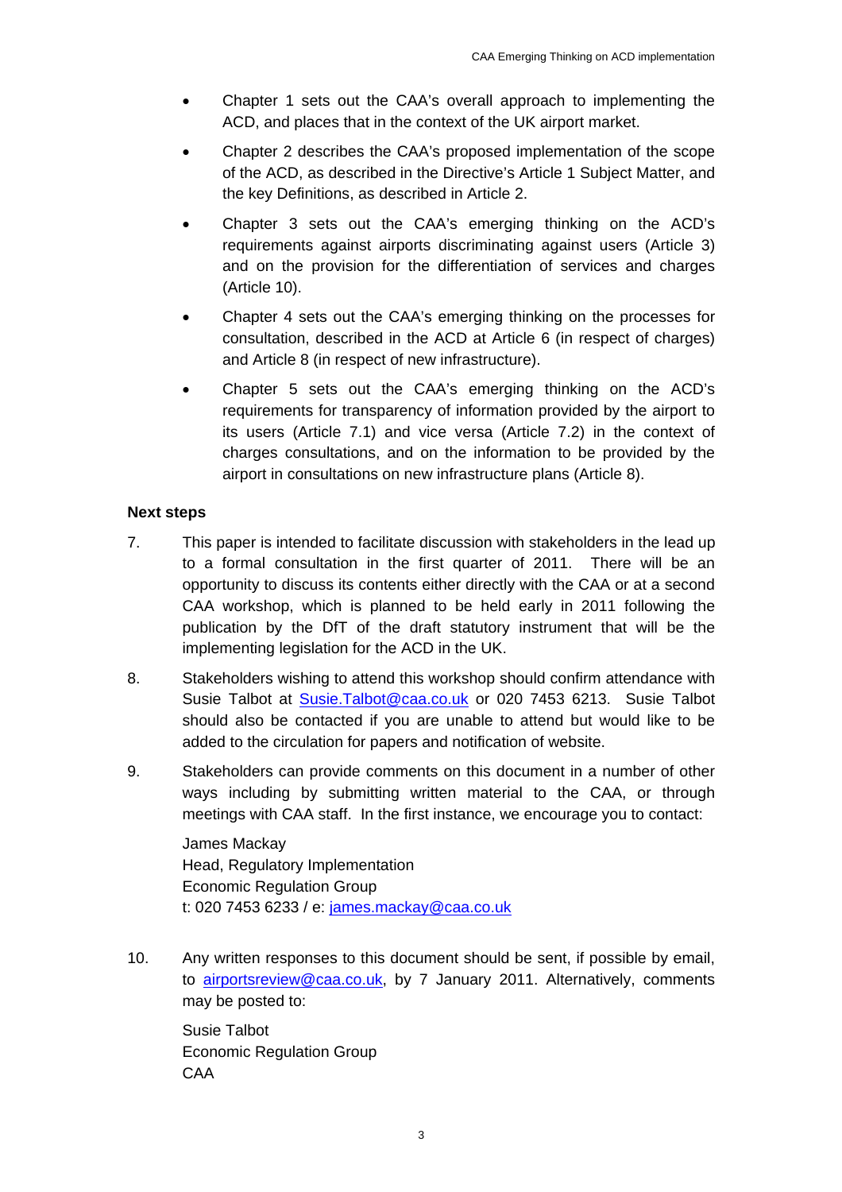- Chapter 1 sets out the CAA's overall approach to implementing the ACD, and places that in the context of the UK airport market.
- Chapter 2 describes the CAA's proposed implementation of the scope of the ACD, as described in the Directive's Article 1 Subject Matter, and the key Definitions, as described in Article 2.
- Chapter 3 sets out the CAA's emerging thinking on the ACD's requirements against airports discriminating against users (Article 3) and on the provision for the differentiation of services and charges (Article 10).
- Chapter 4 sets out the CAA's emerging thinking on the processes for consultation, described in the ACD at Article 6 (in respect of charges) and Article 8 (in respect of new infrastructure).
- Chapter 5 sets out the CAA's emerging thinking on the ACD's requirements for transparency of information provided by the airport to its users (Article 7.1) and vice versa (Article 7.2) in the context of charges consultations, and on the information to be provided by the airport in consultations on new infrastructure plans (Article 8).

**Next steps**

7. This paper is intended to facilitate discussion with stakeholders in the lead up to a formal consultation in the first quarter of 2011. There will be an opportunity to discuss its contents either directly with the CAA or at a second CAA workshop, which is planned to be held early in 2011 following the publication by the DfT of the draft statutory instrument that will be the implementing legislation for the ACD in the UK.

8. Stakeholders wishing to attend this workshop should confirm attendance with Susie Talbot at Susie.Talbot@caa.co.uk or 020 7453 6213. Susie Talbot should also be contacted if you are unable to attend but would like to be added to the circulation for papers and notification of website.

9. Stakeholders can provide comments on this document in a number of other ways including by submitting written material to the CAA, or through meetings with CAA staff. In the first instance, we encourage you to contact:

   James Mackay
   Head, Regulatory Implementation
   Economic Regulation Group
   t: 020 7453 6233 / e: james.mackay@caa.co.uk

10. Any written responses to this document should be sent, if possible by email, to airportsreview@caa.co.uk, by 7 January 2011. Alternatively, comments may be posted to:

    Susie Talbot
    Economic Regulation Group
    CAA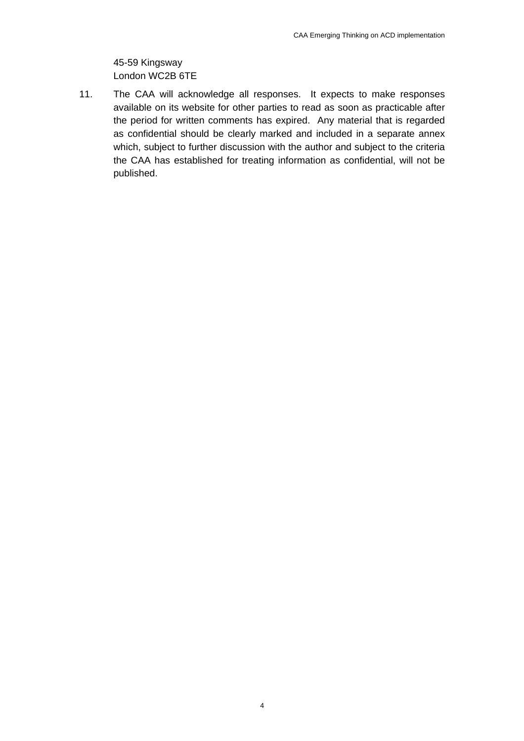45-59 Kingsway
London WC2B 6TE

11. The CAA will acknowledge all responses. It expects to make responses available on its website for other parties to read as soon as practicable after the period for written comments has expired. Any material that is regarded as confidential should be clearly marked and included in a separate annex which, subject to further discussion with the author and subject to the criteria the CAA has established for treating information as confidential, will not be published.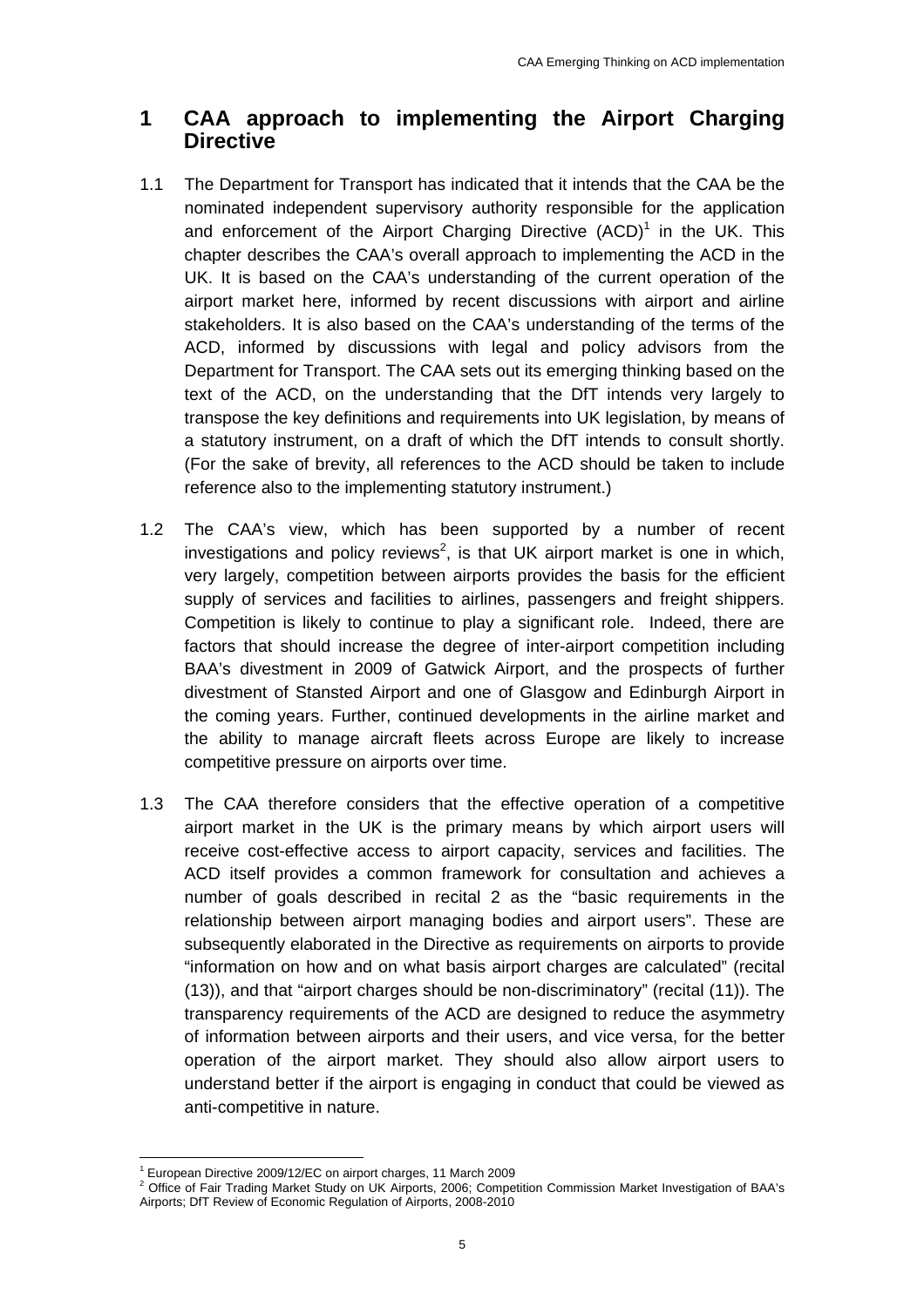# 1 CAA approach to implementing the Airport Charging Directive

1.1 The Department for Transport has indicated that it intends that the CAA be the nominated independent supervisory authority responsible for the application and enforcement of the Airport Charging Directive (ACD)[1] in the UK. This chapter describes the CAA's overall approach to implementing the ACD in the UK. It is based on the CAA's understanding of the current operation of the airport market here, informed by recent discussions with airport and airline stakeholders. It is also based on the CAA's understanding of the terms of the ACD, informed by discussions with legal and policy advisors from the Department for Transport. The CAA sets out its emerging thinking based on the text of the ACD, on the understanding that the DfT intends very largely to transpose the key definitions and requirements into UK legislation, by means of a statutory instrument, on a draft of which the DfT intends to consult shortly. (For the sake of brevity, all references to the ACD should be taken to include reference also to the implementing statutory instrument.)

1.2 The CAA's view, which has been supported by a number of recent investigations and policy reviews[2], is that UK airport market is one in which, very largely, competition between airports provides the basis for the efficient supply of services and facilities to airlines, passengers and freight shippers. Competition is likely to continue to play a significant role. Indeed, there are factors that should increase the degree of inter-airport competition including BAA's divestment in 2009 of Gatwick Airport, and the prospects of further divestment of Stansted Airport and one of Glasgow and Edinburgh Airport in the coming years. Further, continued developments in the airline market and the ability to manage aircraft fleets across Europe are likely to increase competitive pressure on airports over time.

1.3 The CAA therefore considers that the effective operation of a competitive airport market in the UK is the primary means by which airport users will receive cost-effective access to airport capacity, services and facilities. The ACD itself provides a common framework for consultation and achieves a number of goals described in recital 2 as the "basic requirements in the relationship between airport managing bodies and airport users". These are subsequently elaborated in the Directive as requirements on airports to provide "information on how and on what basis airport charges are calculated" (recital (13)), and that "airport charges should be non-discriminatory" (recital (11)). The transparency requirements of the ACD are designed to reduce the asymmetry of information between airports and their users, and vice versa, for the better operation of the airport market. They should also allow airport users to understand better if the airport is engaging in conduct that could be viewed as anti-competitive in nature.

---

[1] European Directive 2009/12/EC on airport charges, 11 March 2009

[2] Office of Fair Trading Market Study on UK Airports, 2006; Competition Commission Market Investigation of BAA's Airports; DfT Review of Economic Regulation of Airports, 2008-2010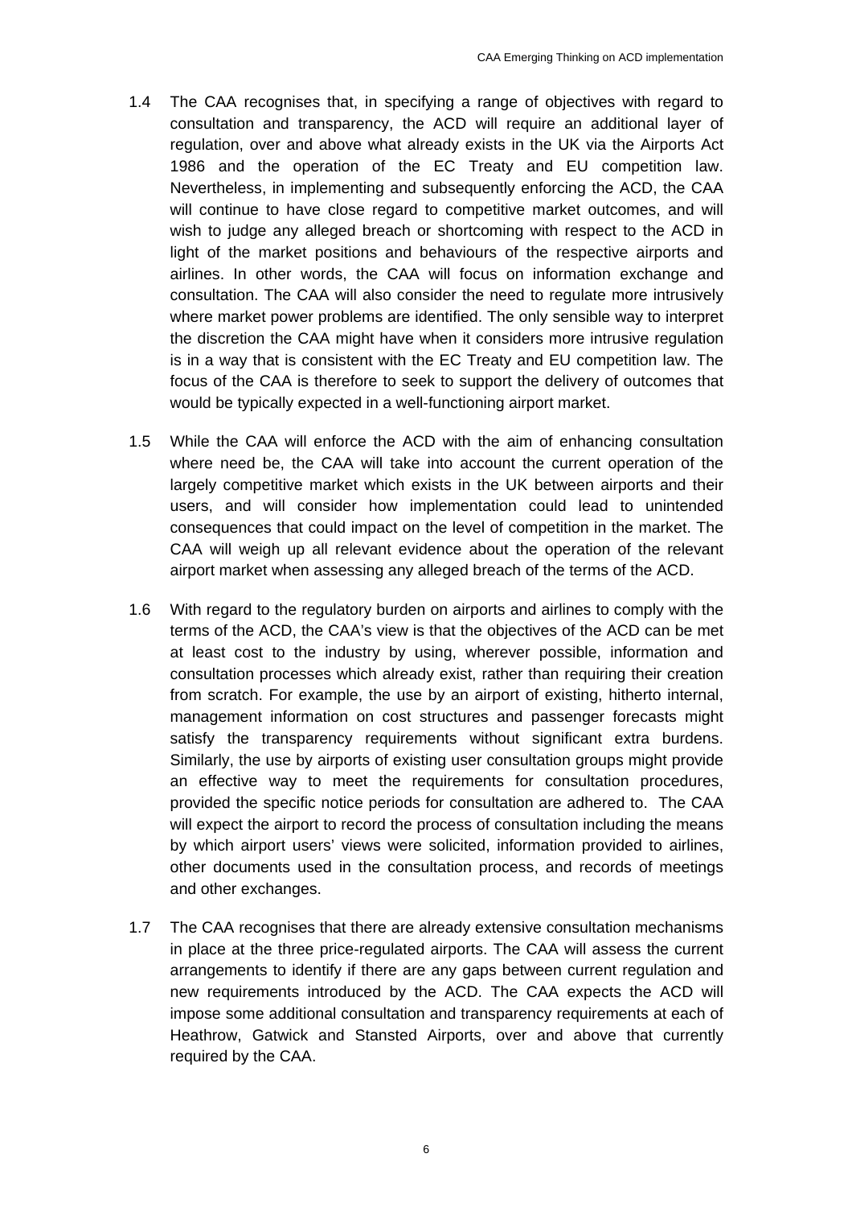1.4 The CAA recognises that, in specifying a range of objectives with regard to consultation and transparency, the ACD will require an additional layer of regulation, over and above what already exists in the UK via the Airports Act 1986 and the operation of the EC Treaty and EU competition law. Nevertheless, in implementing and subsequently enforcing the ACD, the CAA will continue to have close regard to competitive market outcomes, and will wish to judge any alleged breach or shortcoming with respect to the ACD in light of the market positions and behaviours of the respective airports and airlines. In other words, the CAA will focus on information exchange and consultation. The CAA will also consider the need to regulate more intrusively where market power problems are identified. The only sensible way to interpret the discretion the CAA might have when it considers more intrusive regulation is in a way that is consistent with the EC Treaty and EU competition law. The focus of the CAA is therefore to seek to support the delivery of outcomes that would be typically expected in a well-functioning airport market.

1.5 While the CAA will enforce the ACD with the aim of enhancing consultation where need be, the CAA will take into account the current operation of the largely competitive market which exists in the UK between airports and their users, and will consider how implementation could lead to unintended consequences that could impact on the level of competition in the market. The CAA will weigh up all relevant evidence about the operation of the relevant airport market when assessing any alleged breach of the terms of the ACD.

1.6 With regard to the regulatory burden on airports and airlines to comply with the terms of the ACD, the CAA's view is that the objectives of the ACD can be met at least cost to the industry by using, wherever possible, information and consultation processes which already exist, rather than requiring their creation from scratch. For example, the use by an airport of existing, hitherto internal, management information on cost structures and passenger forecasts might satisfy the transparency requirements without significant extra burdens. Similarly, the use by airports of existing user consultation groups might provide an effective way to meet the requirements for consultation procedures, provided the specific notice periods for consultation are adhered to. The CAA will expect the airport to record the process of consultation including the means by which airport users' views were solicited, information provided to airlines, other documents used in the consultation process, and records of meetings and other exchanges.

1.7 The CAA recognises that there are already extensive consultation mechanisms in place at the three price-regulated airports. The CAA will assess the current arrangements to identify if there are any gaps between current regulation and new requirements introduced by the ACD. The CAA expects the ACD will impose some additional consultation and transparency requirements at each of Heathrow, Gatwick and Stansted Airports, over and above that currently required by the CAA.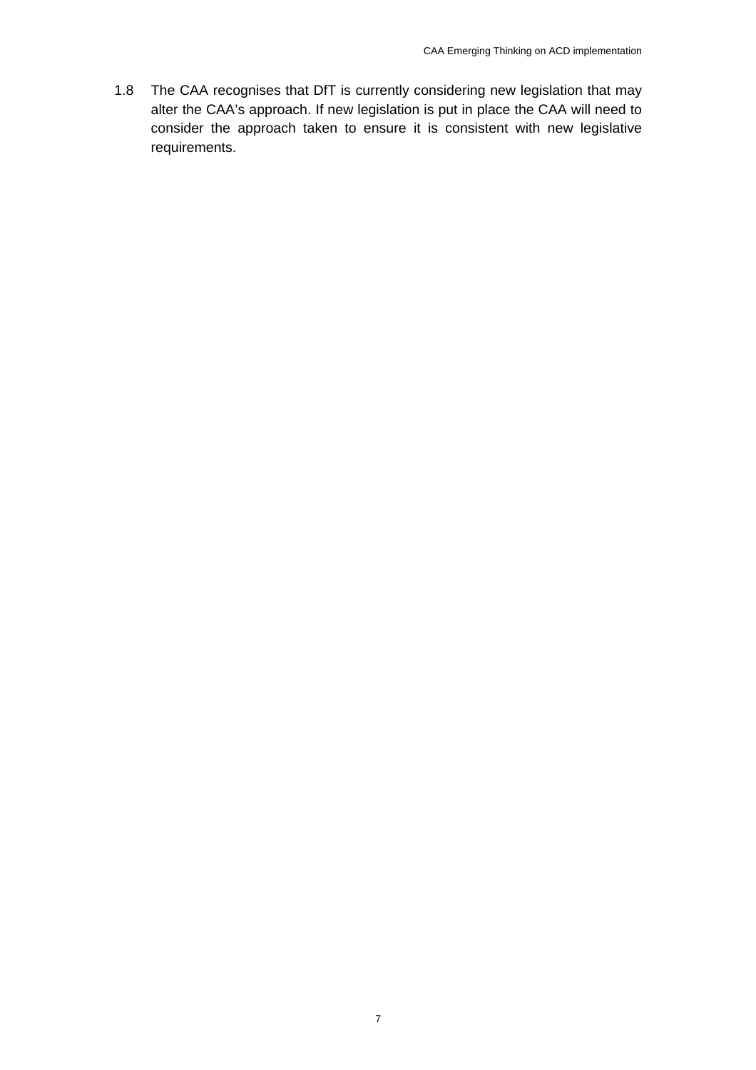1.8 The CAA recognises that DfT is currently considering new legislation that may alter the CAA's approach. If new legislation is put in place the CAA will need to consider the approach taken to ensure it is consistent with new legislative requirements.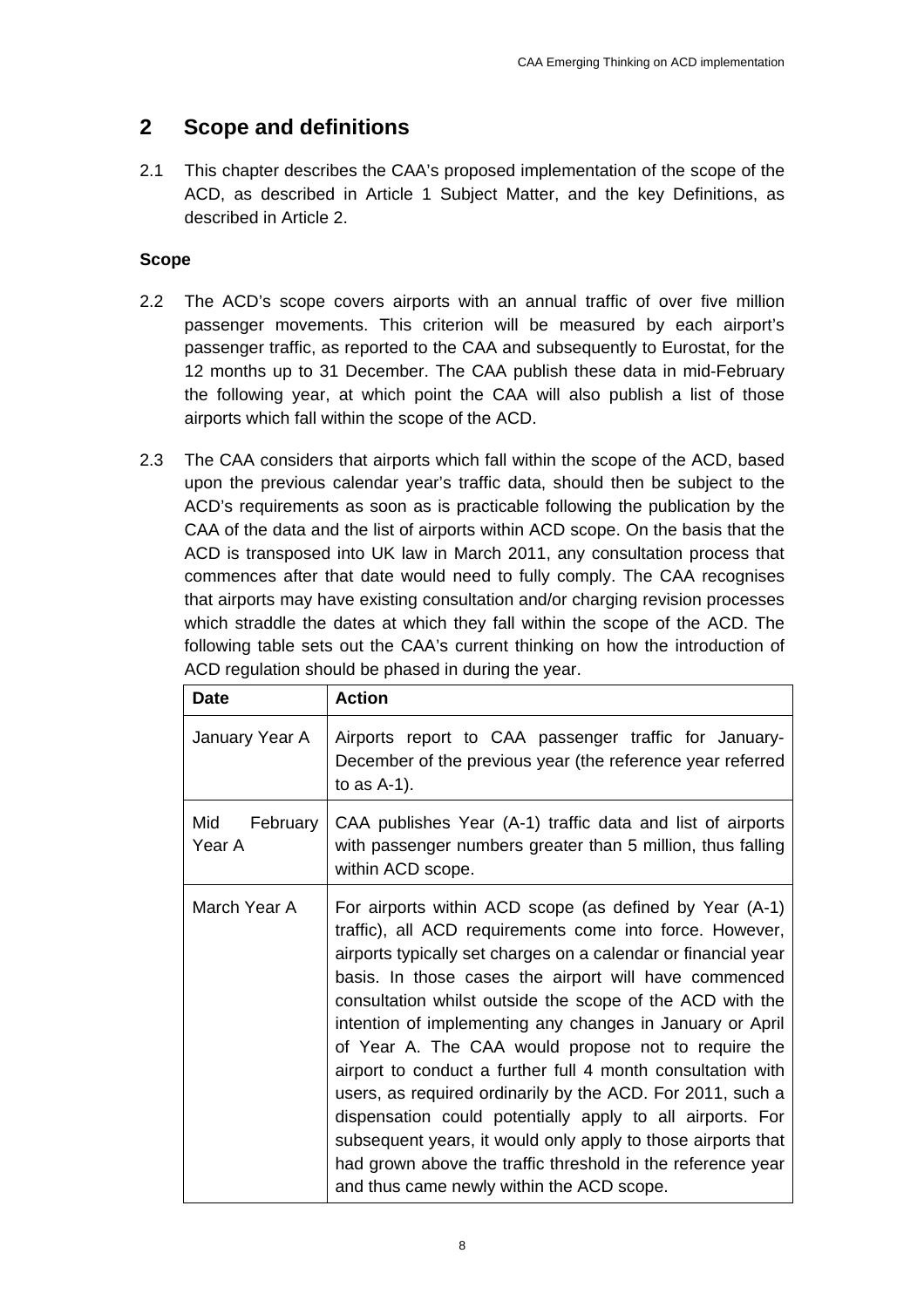## 2 Scope and definitions

2.1 This chapter describes the CAA's proposed implementation of the scope of the ACD, as described in Article 1 Subject Matter, and the key Definitions, as described in Article 2.

### Scope

2.2 The ACD's scope covers airports with an annual traffic of over five million passenger movements. This criterion will be measured by each airport's passenger traffic, as reported to the CAA and subsequently to Eurostat, for the 12 months up to 31 December. The CAA publish these data in mid-February the following year, at which point the CAA will also publish a list of those airports which fall within the scope of the ACD.

2.3 The CAA considers that airports which fall within the scope of the ACD, based upon the previous calendar year's traffic data, should then be subject to the ACD's requirements as soon as is practicable following the publication by the CAA of the data and the list of airports within ACD scope. On the basis that the ACD is transposed into UK law in March 2011, any consultation process that commences after that date would need to fully comply. The CAA recognises that airports may have existing consultation and/or charging revision processes which straddle the dates at which they fall within the scope of the ACD. The following table sets out the CAA's current thinking on how the introduction of ACD regulation should be phased in during the year.

| Date | Action |
|---|---|
| January Year A | Airports report to CAA passenger traffic for January-December of the previous year (the reference year referred to as A-1). |
| Mid February Year A | CAA publishes Year (A-1) traffic data and list of airports with passenger numbers greater than 5 million, thus falling within ACD scope. |
| March Year A | For airports within ACD scope (as defined by Year (A-1) traffic), all ACD requirements come into force. However, airports typically set charges on a calendar or financial year basis. In those cases the airport will have commenced consultation whilst outside the scope of the ACD with the intention of implementing any changes in January or April of Year A. The CAA would propose not to require the airport to conduct a further full 4 month consultation with users, as required ordinarily by the ACD. For 2011, such a dispensation could potentially apply to all airports. For subsequent years, it would only apply to those airports that had grown above the traffic threshold in the reference year and thus came newly within the ACD scope. |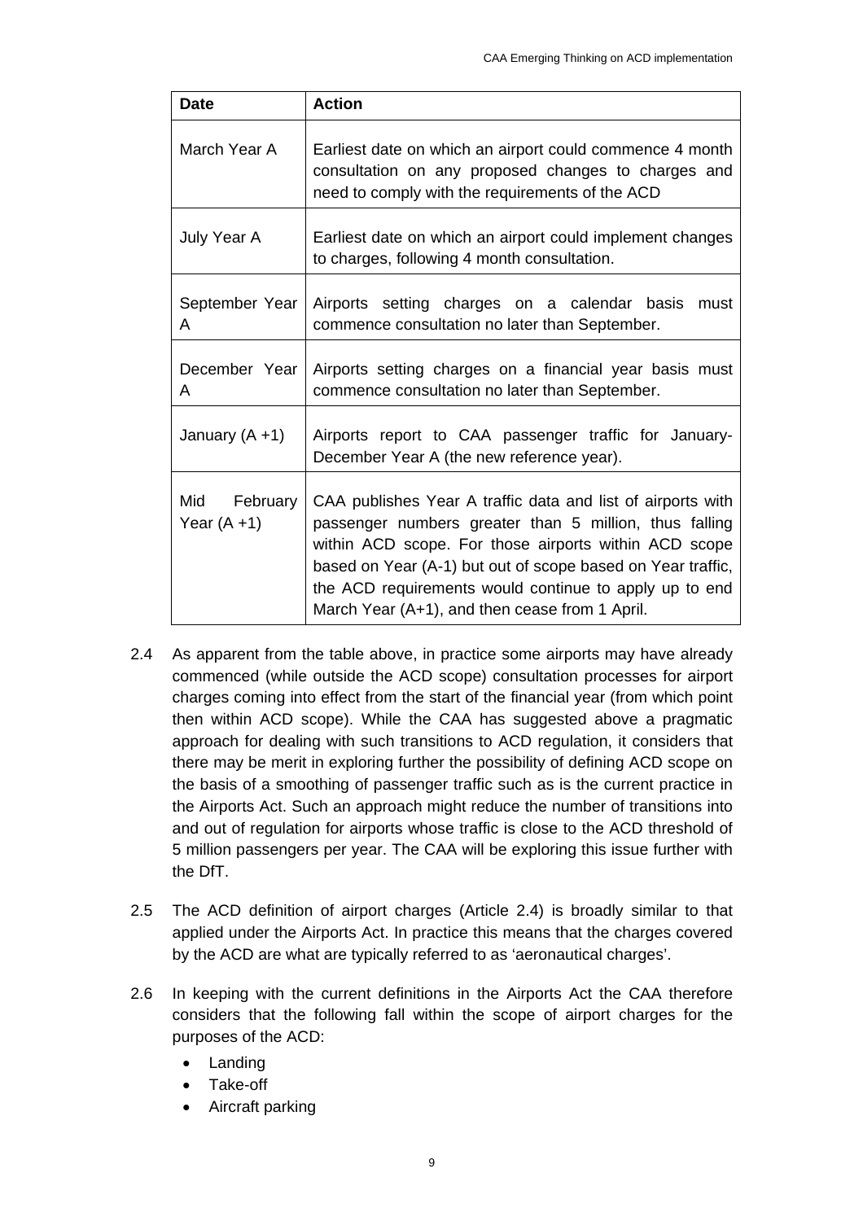| Date | Action |
|---|---|
| March Year A | Earliest date on which an airport could commence 4 month consultation on any proposed changes to charges and need to comply with the requirements of the ACD |
| July Year A | Earliest date on which an airport could implement changes to charges, following 4 month consultation. |
| September Year A | Airports setting charges on a calendar basis must commence consultation no later than September. |
| December Year A | Airports setting charges on a financial year basis must commence consultation no later than September. |
| January (A +1) | Airports report to CAA passenger traffic for January-December Year A (the new reference year). |
| Mid February Year (A +1) | CAA publishes Year A traffic data and list of airports with passenger numbers greater than 5 million, thus falling within ACD scope. For those airports within ACD scope based on Year (A-1) but out of scope based on Year traffic, the ACD requirements would continue to apply up to end March Year (A+1), and then cease from 1 April. |

2.4 As apparent from the table above, in practice some airports may have already commenced (while outside the ACD scope) consultation processes for airport charges coming into effect from the start of the financial year (from which point then within ACD scope). While the CAA has suggested above a pragmatic approach for dealing with such transitions to ACD regulation, it considers that there may be merit in exploring further the possibility of defining ACD scope on the basis of a smoothing of passenger traffic such as is the current practice in the Airports Act. Such an approach might reduce the number of transitions into and out of regulation for airports whose traffic is close to the ACD threshold of 5 million passengers per year. The CAA will be exploring this issue further with the DfT.

2.5 The ACD definition of airport charges (Article 2.4) is broadly similar to that applied under the Airports Act. In practice this means that the charges covered by the ACD are what are typically referred to as 'aeronautical charges'.

2.6 In keeping with the current definitions in the Airports Act the CAA therefore considers that the following fall within the scope of airport charges for the purposes of the ACD:

- Landing
- Take-off
- Aircraft parking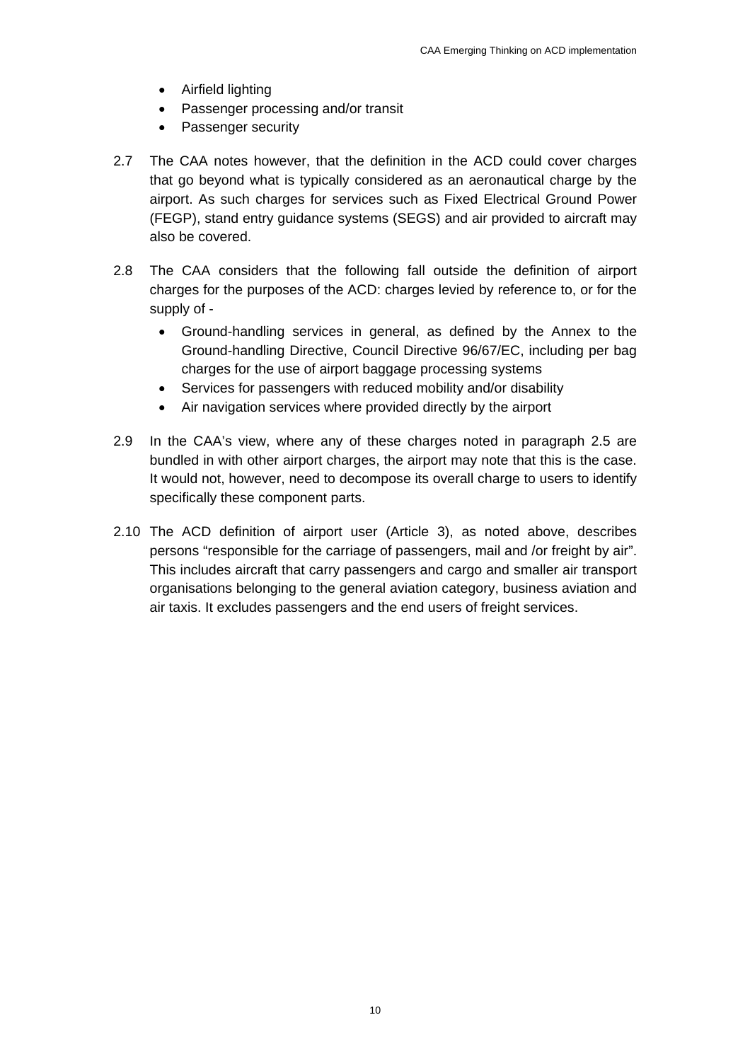- Airfield lighting
- Passenger processing and/or transit
- Passenger security

2.7 The CAA notes however, that the definition in the ACD could cover charges that go beyond what is typically considered as an aeronautical charge by the airport. As such charges for services such as Fixed Electrical Ground Power (FEGP), stand entry guidance systems (SEGS) and air provided to aircraft may also be covered.

2.8 The CAA considers that the following fall outside the definition of airport charges for the purposes of the ACD: charges levied by reference to, or for the supply of -

- Ground-handling services in general, as defined by the Annex to the Ground-handling Directive, Council Directive 96/67/EC, including per bag charges for the use of airport baggage processing systems
- Services for passengers with reduced mobility and/or disability
- Air navigation services where provided directly by the airport

2.9 In the CAA's view, where any of these charges noted in paragraph 2.5 are bundled in with other airport charges, the airport may note that this is the case. It would not, however, need to decompose its overall charge to users to identify specifically these component parts.

2.10 The ACD definition of airport user (Article 3), as noted above, describes persons "responsible for the carriage of passengers, mail and /or freight by air". This includes aircraft that carry passengers and cargo and smaller air transport organisations belonging to the general aviation category, business aviation and air taxis. It excludes passengers and the end users of freight services.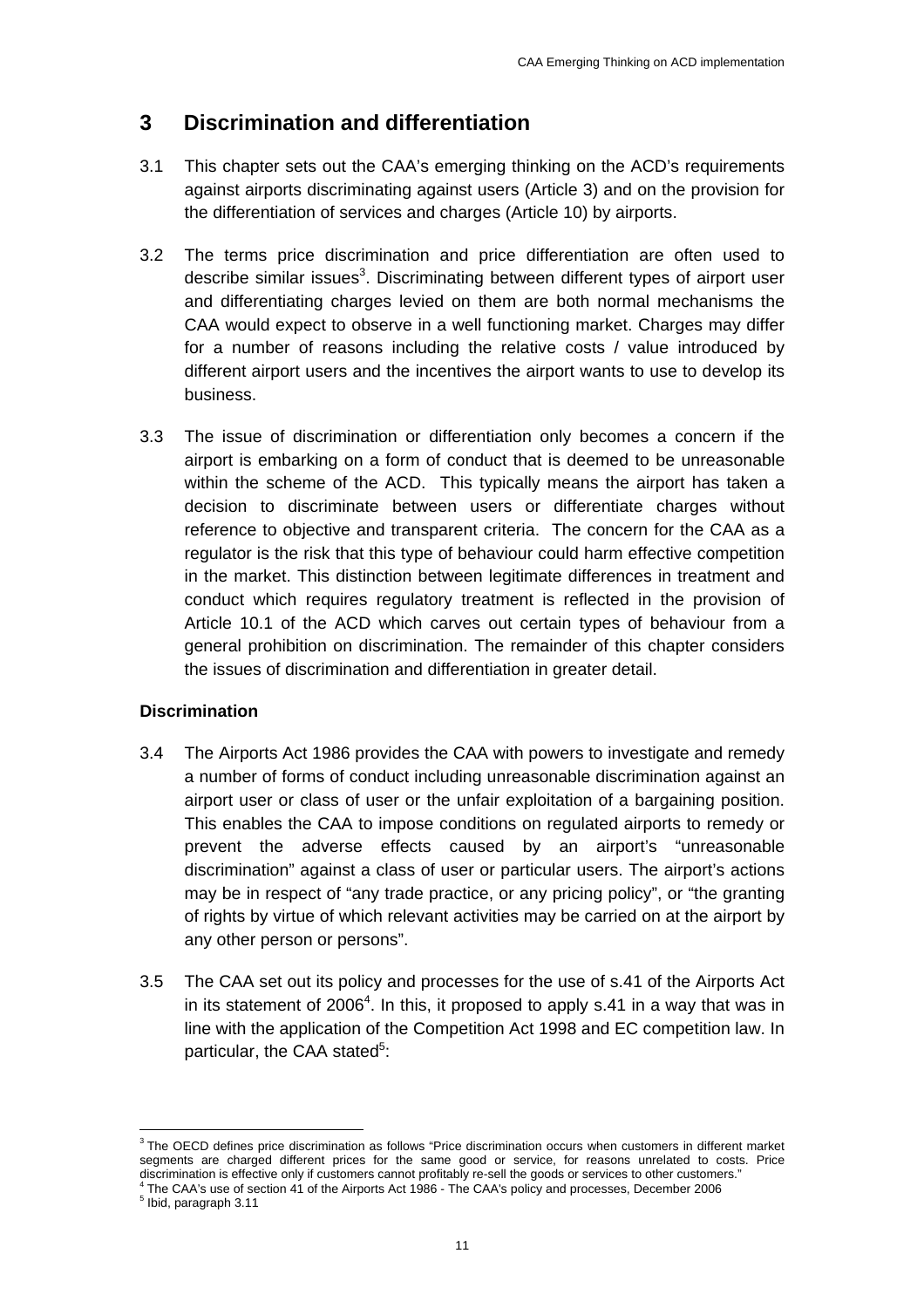## 3 Discrimination and differentiation

3.1 This chapter sets out the CAA's emerging thinking on the ACD's requirements against airports discriminating against users (Article 3) and on the provision for the differentiation of services and charges (Article 10) by airports.

3.2 The terms price discrimination and price differentiation are often used to describe similar issues[3]. Discriminating between different types of airport user and differentiating charges levied on them are both normal mechanisms the CAA would expect to observe in a well functioning market. Charges may differ for a number of reasons including the relative costs / value introduced by different airport users and the incentives the airport wants to use to develop its business.

3.3 The issue of discrimination or differentiation only becomes a concern if the airport is embarking on a form of conduct that is deemed to be unreasonable within the scheme of the ACD. This typically means the airport has taken a decision to discriminate between users or differentiate charges without reference to objective and transparent criteria. The concern for the CAA as a regulator is the risk that this type of behaviour could harm effective competition in the market. This distinction between legitimate differences in treatment and conduct which requires regulatory treatment is reflected in the provision of Article 10.1 of the ACD which carves out certain types of behaviour from a general prohibition on discrimination. The remainder of this chapter considers the issues of discrimination and differentiation in greater detail.

**Discrimination**

3.4 The Airports Act 1986 provides the CAA with powers to investigate and remedy a number of forms of conduct including unreasonable discrimination against an airport user or class of user or the unfair exploitation of a bargaining position. This enables the CAA to impose conditions on regulated airports to remedy or prevent the adverse effects caused by an airport's "unreasonable discrimination" against a class of user or particular users. The airport's actions may be in respect of "any trade practice, or any pricing policy", or "the granting of rights by virtue of which relevant activities may be carried on at the airport by any other person or persons".

3.5 The CAA set out its policy and processes for the use of s.41 of the Airports Act in its statement of 2006[4]. In this, it proposed to apply s.41 in a way that was in line with the application of the Competition Act 1998 and EC competition law. In particular, the CAA stated[5]:

---

[3] The OECD defines price discrimination as follows "Price discrimination occurs when customers in different market segments are charged different prices for the same good or service, for reasons unrelated to costs. Price discrimination is effective only if customers cannot profitably re-sell the goods or services to other customers."

[4] The CAA's use of section 41 of the Airports Act 1986 - The CAA's policy and processes, December 2006

[5] Ibid, paragraph 3.11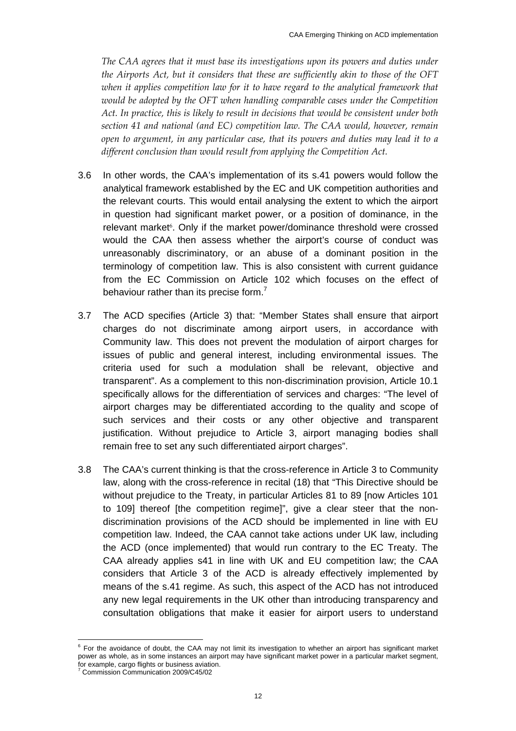*The CAA agrees that it must base its investigations upon its powers and duties under the Airports Act, but it considers that these are sufficiently akin to those of the OFT when it applies competition law for it to have regard to the analytical framework that would be adopted by the OFT when handling comparable cases under the Competition Act. In practice, this is likely to result in decisions that would be consistent under both section 41 and national (and EC) competition law. The CAA would, however, remain open to argument, in any particular case, that its powers and duties may lead it to a different conclusion than would result from applying the Competition Act.*

3.6 In other words, the CAA's implementation of its s.41 powers would follow the analytical framework established by the EC and UK competition authorities and the relevant courts. This would entail analysing the extent to which the airport in question had significant market power, or a position of dominance, in the relevant market[6]. Only if the market power/dominance threshold were crossed would the CAA then assess whether the airport's course of conduct was unreasonably discriminatory, or an abuse of a dominant position in the terminology of competition law. This is also consistent with current guidance from the EC Commission on Article 102 which focuses on the effect of behaviour rather than its precise form.[7]

3.7 The ACD specifies (Article 3) that: "Member States shall ensure that airport charges do not discriminate among airport users, in accordance with Community law. This does not prevent the modulation of airport charges for issues of public and general interest, including environmental issues. The criteria used for such a modulation shall be relevant, objective and transparent". As a complement to this non-discrimination provision, Article 10.1 specifically allows for the differentiation of services and charges: "The level of airport charges may be differentiated according to the quality and scope of such services and their costs or any other objective and transparent justification. Without prejudice to Article 3, airport managing bodies shall remain free to set any such differentiated airport charges".

3.8 The CAA's current thinking is that the cross-reference in Article 3 to Community law, along with the cross-reference in recital (18) that "This Directive should be without prejudice to the Treaty, in particular Articles 81 to 89 [now Articles 101 to 109] thereof [the competition regime]", give a clear steer that the non-discrimination provisions of the ACD should be implemented in line with EU competition law. Indeed, the CAA cannot take actions under UK law, including the ACD (once implemented) that would run contrary to the EC Treaty. The CAA already applies s41 in line with UK and EU competition law; the CAA considers that Article 3 of the ACD is already effectively implemented by means of the s.41 regime. As such, this aspect of the ACD has not introduced any new legal requirements in the UK other than introducing transparency and consultation obligations that make it easier for airport users to understand

---

[6] For the avoidance of doubt, the CAA may not limit its investigation to whether an airport has significant market power as whole, as in some instances an airport may have significant market power in a particular market segment, for example, cargo flights or business aviation.

[7] Commission Communication 2009/C45/02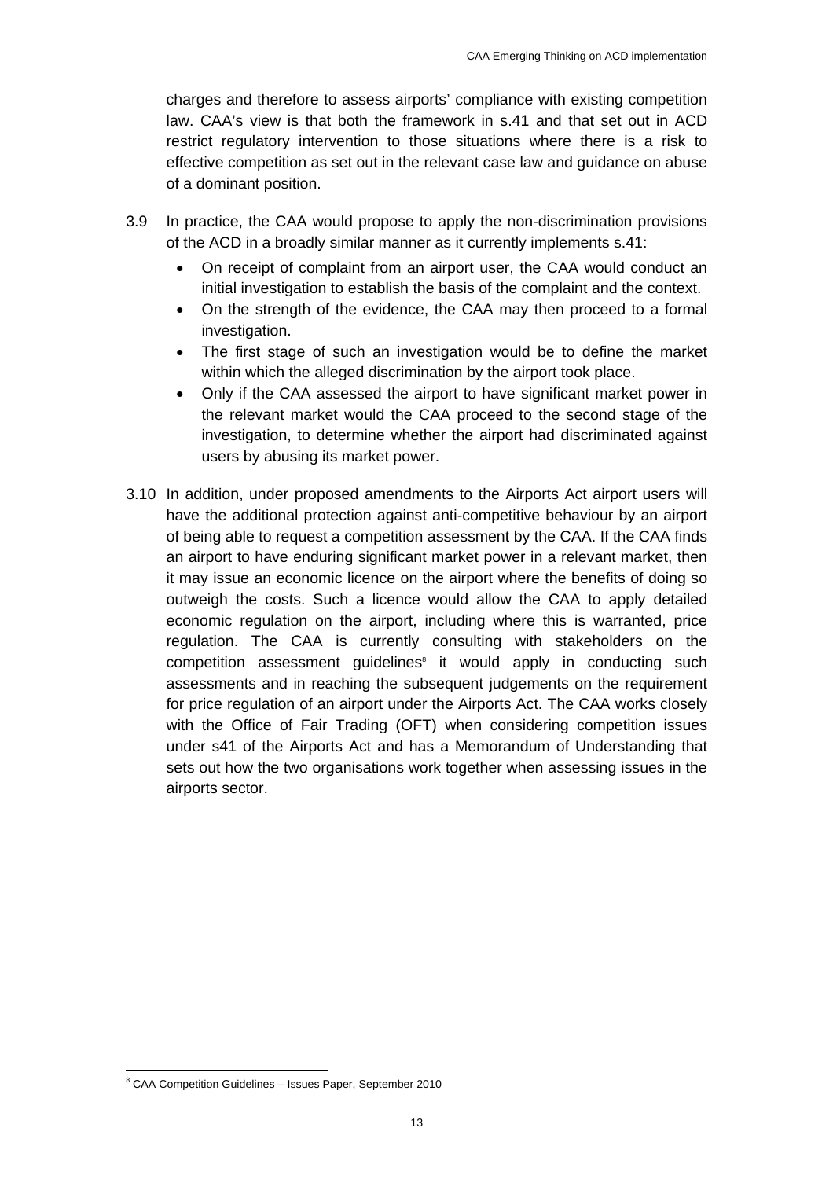charges and therefore to assess airports' compliance with existing competition law. CAA's view is that both the framework in s.41 and that set out in ACD restrict regulatory intervention to those situations where there is a risk to effective competition as set out in the relevant case law and guidance on abuse of a dominant position.

3.9 In practice, the CAA would propose to apply the non-discrimination provisions of the ACD in a broadly similar manner as it currently implements s.41:

- On receipt of complaint from an airport user, the CAA would conduct an initial investigation to establish the basis of the complaint and the context.
- On the strength of the evidence, the CAA may then proceed to a formal investigation.
- The first stage of such an investigation would be to define the market within which the alleged discrimination by the airport took place.
- Only if the CAA assessed the airport to have significant market power in the relevant market would the CAA proceed to the second stage of the investigation, to determine whether the airport had discriminated against users by abusing its market power.

3.10 In addition, under proposed amendments to the Airports Act airport users will have the additional protection against anti-competitive behaviour by an airport of being able to request a competition assessment by the CAA. If the CAA finds an airport to have enduring significant market power in a relevant market, then it may issue an economic licence on the airport where the benefits of doing so outweigh the costs. Such a licence would allow the CAA to apply detailed economic regulation on the airport, including where this is warranted, price regulation. The CAA is currently consulting with stakeholders on the competition assessment guidelines[8] it would apply in conducting such assessments and in reaching the subsequent judgements on the requirement for price regulation of an airport under the Airports Act. The CAA works closely with the Office of Fair Trading (OFT) when considering competition issues under s41 of the Airports Act and has a Memorandum of Understanding that sets out how the two organisations work together when assessing issues in the airports sector.

---

[8] CAA Competition Guidelines – Issues Paper, September 2010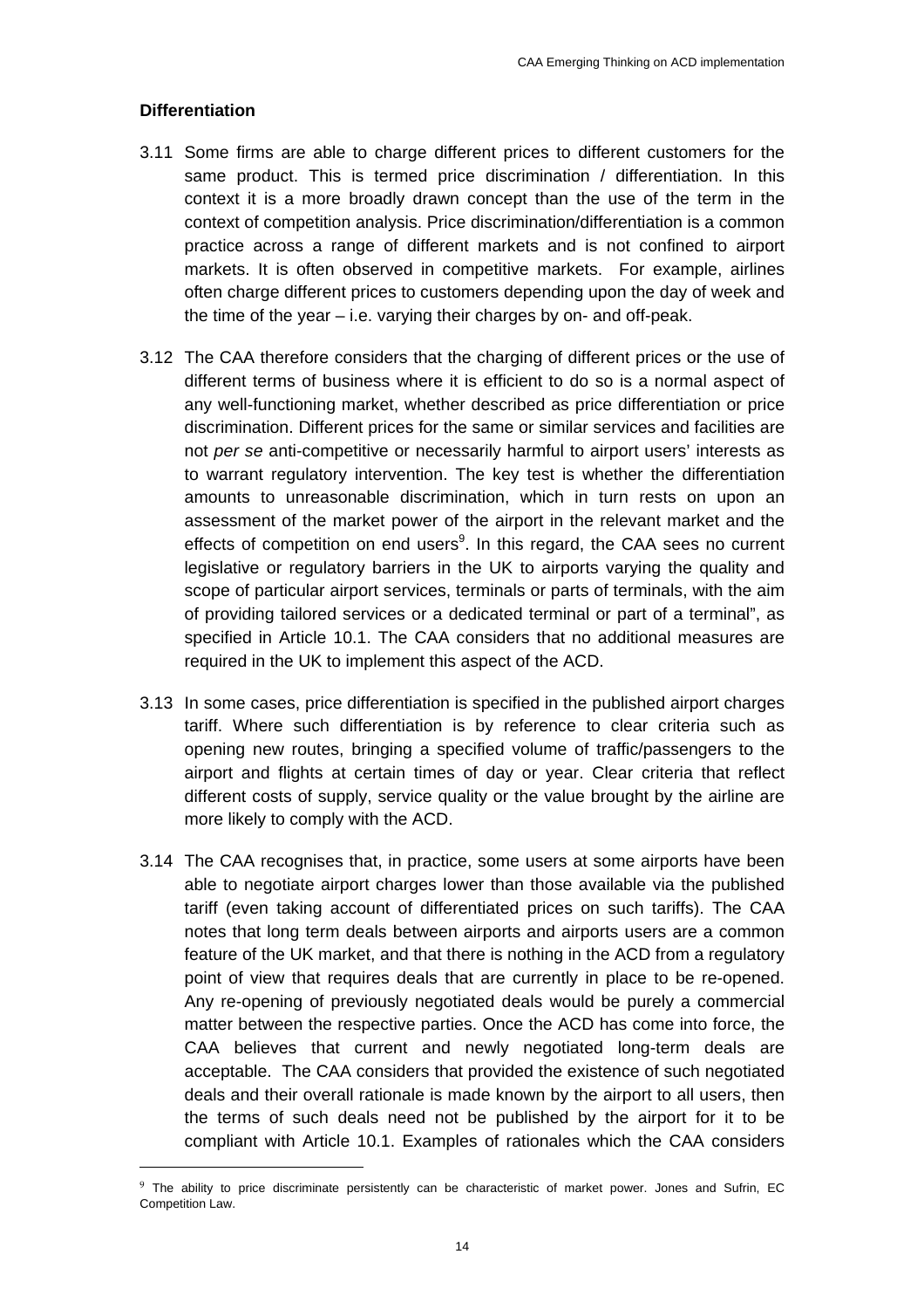### Differentiation

3.11 Some firms are able to charge different prices to different customers for the same product. This is termed price discrimination / differentiation. In this context it is a more broadly drawn concept than the use of the term in the context of competition analysis. Price discrimination/differentiation is a common practice across a range of different markets and is not confined to airport markets. It is often observed in competitive markets. For example, airlines often charge different prices to customers depending upon the day of week and the time of the year – i.e. varying their charges by on- and off-peak.

3.12 The CAA therefore considers that the charging of different prices or the use of different terms of business where it is efficient to do so is a normal aspect of any well-functioning market, whether described as price differentiation or price discrimination. Different prices for the same or similar services and facilities are not *per se* anti-competitive or necessarily harmful to airport users' interests as to warrant regulatory intervention. The key test is whether the differentiation amounts to unreasonable discrimination, which in turn rests on upon an assessment of the market power of the airport in the relevant market and the effects of competition on end users[9]. In this regard, the CAA sees no current legislative or regulatory barriers in the UK to airports varying the quality and scope of particular airport services, terminals or parts of terminals, with the aim of providing tailored services or a dedicated terminal or part of a terminal", as specified in Article 10.1. The CAA considers that no additional measures are required in the UK to implement this aspect of the ACD.

3.13 In some cases, price differentiation is specified in the published airport charges tariff. Where such differentiation is by reference to clear criteria such as opening new routes, bringing a specified volume of traffic/passengers to the airport and flights at certain times of day or year. Clear criteria that reflect different costs of supply, service quality or the value brought by the airline are more likely to comply with the ACD.

3.14 The CAA recognises that, in practice, some users at some airports have been able to negotiate airport charges lower than those available via the published tariff (even taking account of differentiated prices on such tariffs). The CAA notes that long term deals between airports and airports users are a common feature of the UK market, and that there is nothing in the ACD from a regulatory point of view that requires deals that are currently in place to be re-opened. Any re-opening of previously negotiated deals would be purely a commercial matter between the respective parties. Once the ACD has come into force, the CAA believes that current and newly negotiated long-term deals are acceptable. The CAA considers that provided the existence of such negotiated deals and their overall rationale is made known by the airport to all users, then the terms of such deals need not be published by the airport for it to be compliant with Article 10.1. Examples of rationales which the CAA considers

---

[9] The ability to price discriminate persistently can be characteristic of market power. Jones and Sufrin, EC Competition Law.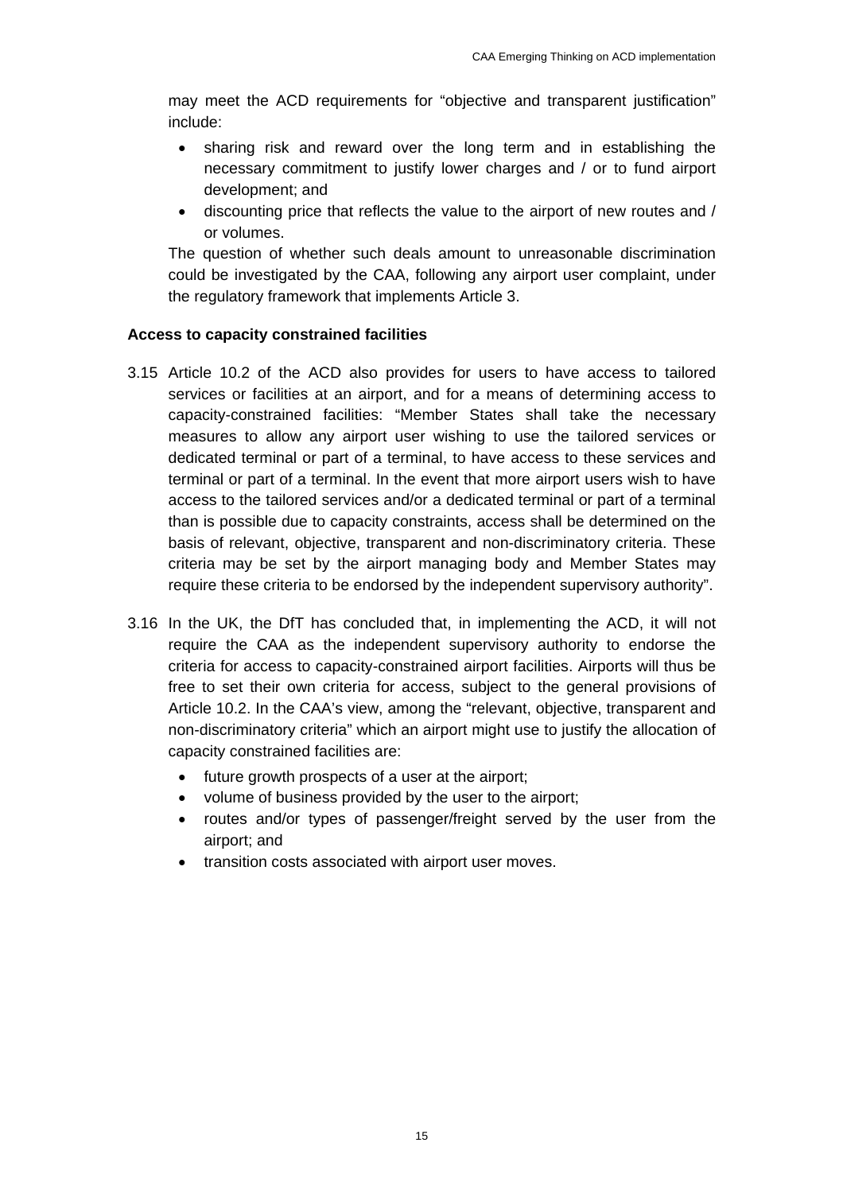may meet the ACD requirements for "objective and transparent justification" include:

- sharing risk and reward over the long term and in establishing the necessary commitment to justify lower charges and / or to fund airport development; and
- discounting price that reflects the value to the airport of new routes and / or volumes.

The question of whether such deals amount to unreasonable discrimination could be investigated by the CAA, following any airport user complaint, under the regulatory framework that implements Article 3.

**Access to capacity constrained facilities**

3.15 Article 10.2 of the ACD also provides for users to have access to tailored services or facilities at an airport, and for a means of determining access to capacity-constrained facilities: "Member States shall take the necessary measures to allow any airport user wishing to use the tailored services or dedicated terminal or part of a terminal, to have access to these services and terminal or part of a terminal. In the event that more airport users wish to have access to the tailored services and/or a dedicated terminal or part of a terminal than is possible due to capacity constraints, access shall be determined on the basis of relevant, objective, transparent and non-discriminatory criteria. These criteria may be set by the airport managing body and Member States may require these criteria to be endorsed by the independent supervisory authority".

3.16 In the UK, the DfT has concluded that, in implementing the ACD, it will not require the CAA as the independent supervisory authority to endorse the criteria for access to capacity-constrained airport facilities. Airports will thus be free to set their own criteria for access, subject to the general provisions of Article 10.2. In the CAA's view, among the "relevant, objective, transparent and non-discriminatory criteria" which an airport might use to justify the allocation of capacity constrained facilities are:

- future growth prospects of a user at the airport;
- volume of business provided by the user to the airport;
- routes and/or types of passenger/freight served by the user from the airport; and
- transition costs associated with airport user moves.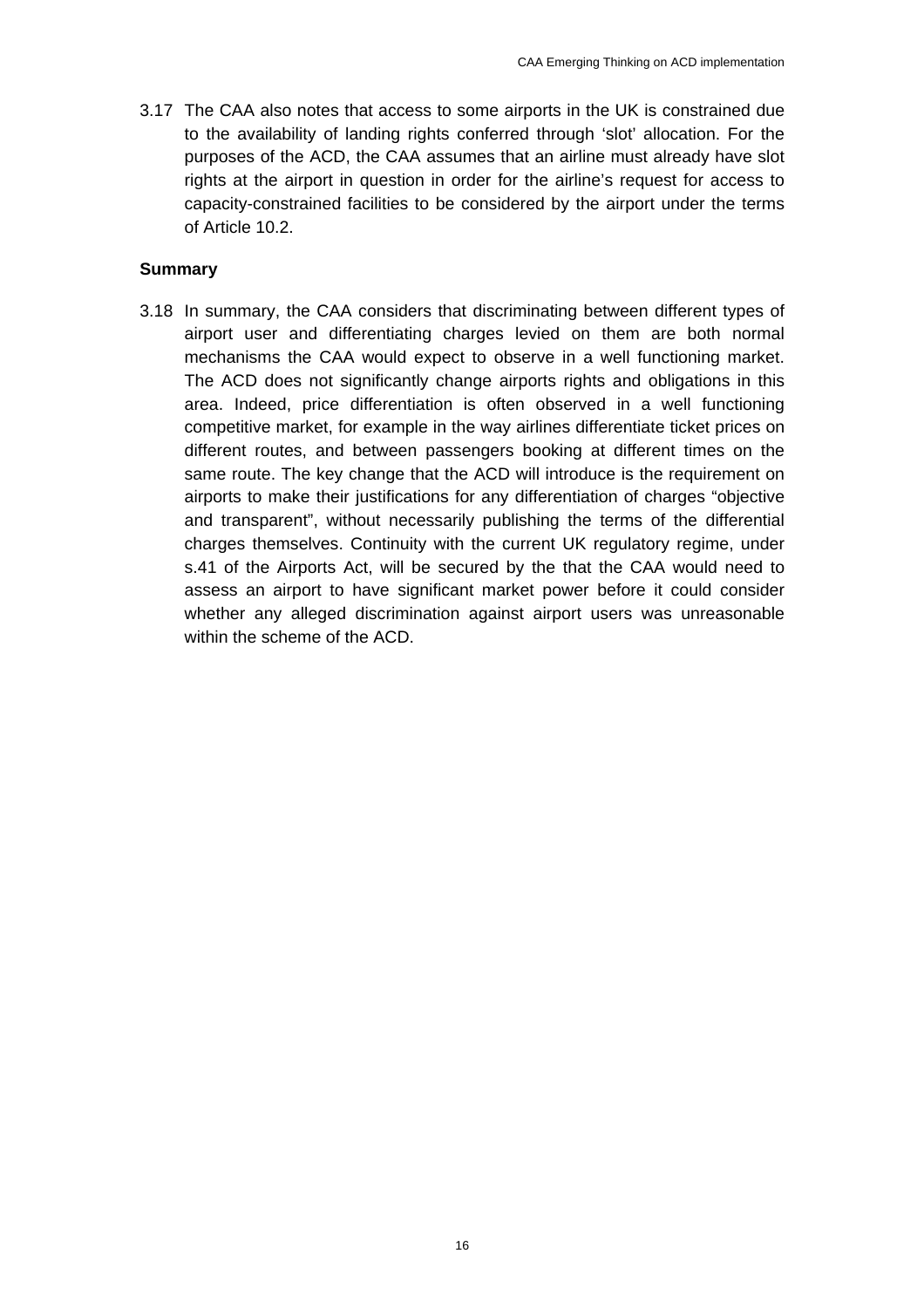3.17 The CAA also notes that access to some airports in the UK is constrained due to the availability of landing rights conferred through 'slot' allocation. For the purposes of the ACD, the CAA assumes that an airline must already have slot rights at the airport in question in order for the airline's request for access to capacity-constrained facilities to be considered by the airport under the terms of Article 10.2.

**Summary**

3.18 In summary, the CAA considers that discriminating between different types of airport user and differentiating charges levied on them are both normal mechanisms the CAA would expect to observe in a well functioning market. The ACD does not significantly change airports rights and obligations in this area. Indeed, price differentiation is often observed in a well functioning competitive market, for example in the way airlines differentiate ticket prices on different routes, and between passengers booking at different times on the same route. The key change that the ACD will introduce is the requirement on airports to make their justifications for any differentiation of charges "objective and transparent", without necessarily publishing the terms of the differential charges themselves. Continuity with the current UK regulatory regime, under s.41 of the Airports Act, will be secured by the that the CAA would need to assess an airport to have significant market power before it could consider whether any alleged discrimination against airport users was unreasonable within the scheme of the ACD.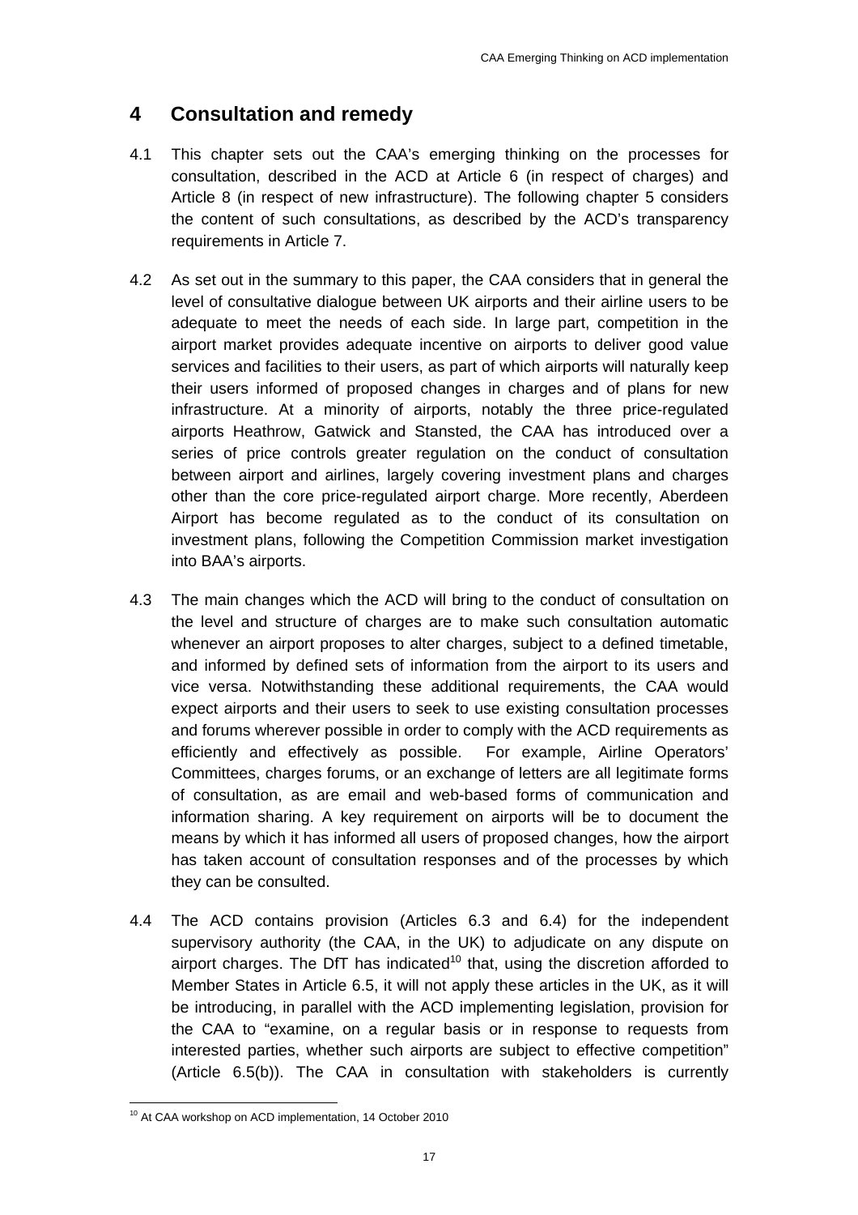## 4 Consultation and remedy

4.1 This chapter sets out the CAA's emerging thinking on the processes for consultation, described in the ACD at Article 6 (in respect of charges) and Article 8 (in respect of new infrastructure). The following chapter 5 considers the content of such consultations, as described by the ACD's transparency requirements in Article 7.

4.2 As set out in the summary to this paper, the CAA considers that in general the level of consultative dialogue between UK airports and their airline users to be adequate to meet the needs of each side. In large part, competition in the airport market provides adequate incentive on airports to deliver good value services and facilities to their users, as part of which airports will naturally keep their users informed of proposed changes in charges and of plans for new infrastructure. At a minority of airports, notably the three price-regulated airports Heathrow, Gatwick and Stansted, the CAA has introduced over a series of price controls greater regulation on the conduct of consultation between airport and airlines, largely covering investment plans and charges other than the core price-regulated airport charge. More recently, Aberdeen Airport has become regulated as to the conduct of its consultation on investment plans, following the Competition Commission market investigation into BAA's airports.

4.3 The main changes which the ACD will bring to the conduct of consultation on the level and structure of charges are to make such consultation automatic whenever an airport proposes to alter charges, subject to a defined timetable, and informed by defined sets of information from the airport to its users and vice versa. Notwithstanding these additional requirements, the CAA would expect airports and their users to seek to use existing consultation processes and forums wherever possible in order to comply with the ACD requirements as efficiently and effectively as possible. For example, Airline Operators' Committees, charges forums, or an exchange of letters are all legitimate forms of consultation, as are email and web-based forms of communication and information sharing. A key requirement on airports will be to document the means by which it has informed all users of proposed changes, how the airport has taken account of consultation responses and of the processes by which they can be consulted.

4.4 The ACD contains provision (Articles 6.3 and 6.4) for the independent supervisory authority (the CAA, in the UK) to adjudicate on any dispute on airport charges. The DfT has indicated[10] that, using the discretion afforded to Member States in Article 6.5, it will not apply these articles in the UK, as it will be introducing, in parallel with the ACD implementing legislation, provision for the CAA to "examine, on a regular basis or in response to requests from interested parties, whether such airports are subject to effective competition" (Article 6.5(b)). The CAA in consultation with stakeholders is currently

[10] At CAA workshop on ACD implementation, 14 October 2010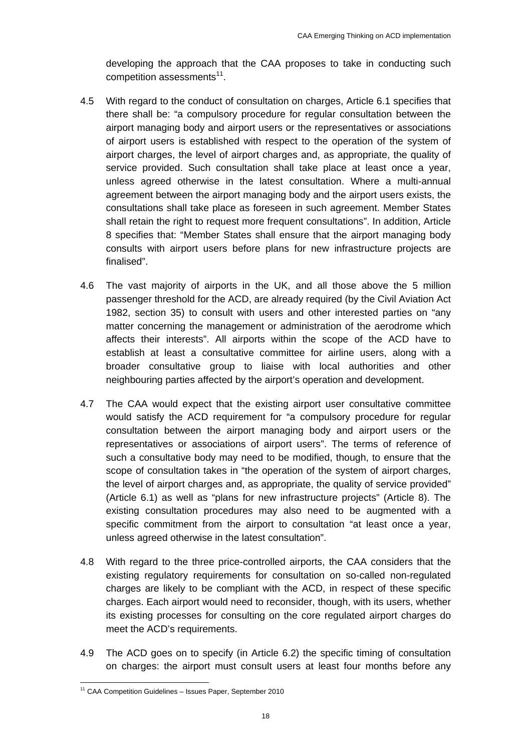developing the approach that the CAA proposes to take in conducting such competition assessments[11].

4.5 With regard to the conduct of consultation on charges, Article 6.1 specifies that there shall be: "a compulsory procedure for regular consultation between the airport managing body and airport users or the representatives or associations of airport users is established with respect to the operation of the system of airport charges, the level of airport charges and, as appropriate, the quality of service provided. Such consultation shall take place at least once a year, unless agreed otherwise in the latest consultation. Where a multi-annual agreement between the airport managing body and the airport users exists, the consultations shall take place as foreseen in such agreement. Member States shall retain the right to request more frequent consultations". In addition, Article 8 specifies that: "Member States shall ensure that the airport managing body consults with airport users before plans for new infrastructure projects are finalised".

4.6 The vast majority of airports in the UK, and all those above the 5 million passenger threshold for the ACD, are already required (by the Civil Aviation Act 1982, section 35) to consult with users and other interested parties on "any matter concerning the management or administration of the aerodrome which affects their interests". All airports within the scope of the ACD have to establish at least a consultative committee for airline users, along with a broader consultative group to liaise with local authorities and other neighbouring parties affected by the airport's operation and development.

4.7 The CAA would expect that the existing airport user consultative committee would satisfy the ACD requirement for "a compulsory procedure for regular consultation between the airport managing body and airport users or the representatives or associations of airport users". The terms of reference of such a consultative body may need to be modified, though, to ensure that the scope of consultation takes in "the operation of the system of airport charges, the level of airport charges and, as appropriate, the quality of service provided" (Article 6.1) as well as "plans for new infrastructure projects" (Article 8). The existing consultation procedures may also need to be augmented with a specific commitment from the airport to consultation "at least once a year, unless agreed otherwise in the latest consultation".

4.8 With regard to the three price-controlled airports, the CAA considers that the existing regulatory requirements for consultation on so-called non-regulated charges are likely to be compliant with the ACD, in respect of these specific charges. Each airport would need to reconsider, though, with its users, whether its existing processes for consulting on the core regulated airport charges do meet the ACD's requirements.

4.9 The ACD goes on to specify (in Article 6.2) the specific timing of consultation on charges: the airport must consult users at least four months before any

[11] CAA Competition Guidelines – Issues Paper, September 2010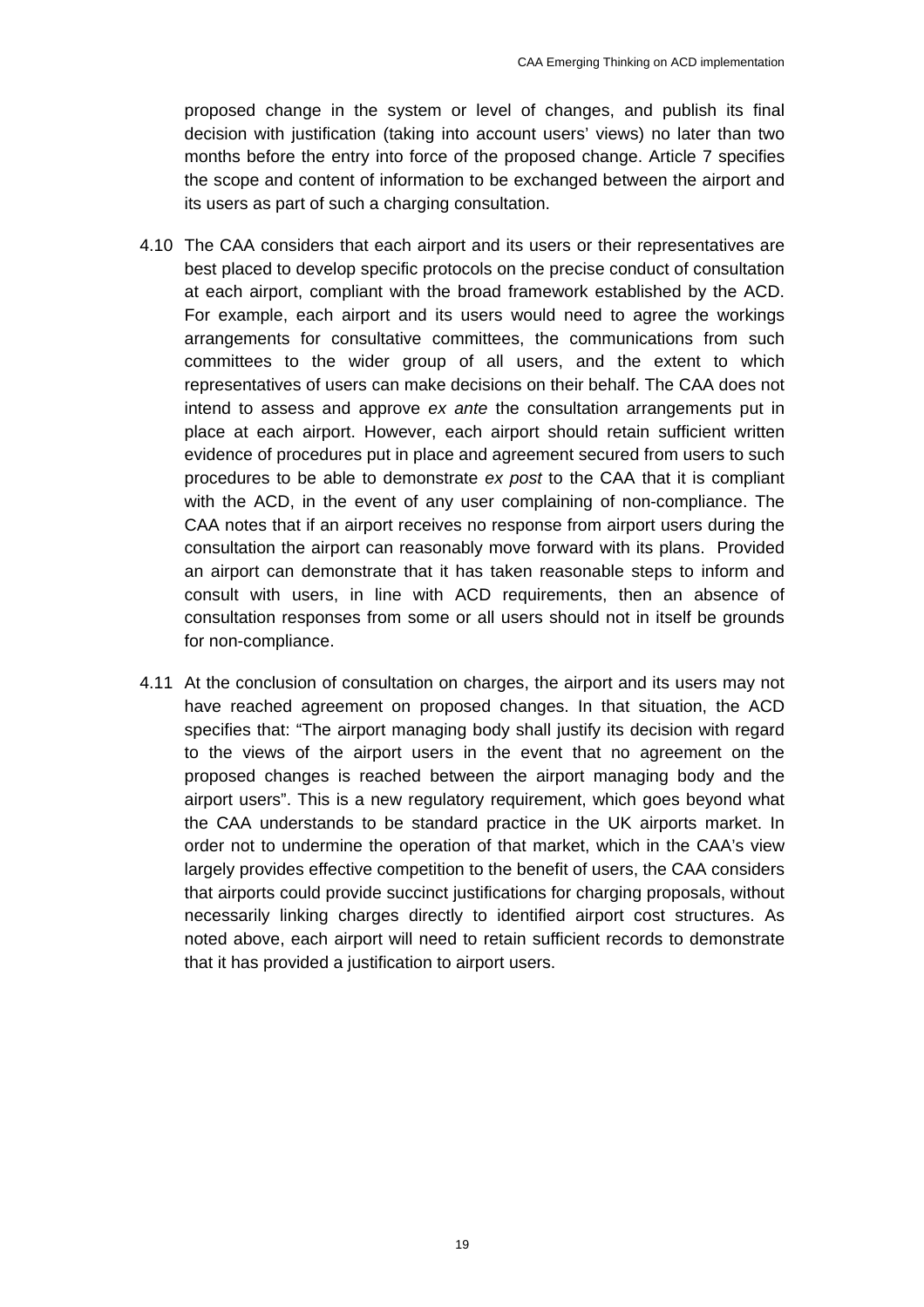proposed change in the system or level of changes, and publish its final decision with justification (taking into account users' views) no later than two months before the entry into force of the proposed change. Article 7 specifies the scope and content of information to be exchanged between the airport and its users as part of such a charging consultation.

4.10 The CAA considers that each airport and its users or their representatives are best placed to develop specific protocols on the precise conduct of consultation at each airport, compliant with the broad framework established by the ACD. For example, each airport and its users would need to agree the workings arrangements for consultative committees, the communications from such committees to the wider group of all users, and the extent to which representatives of users can make decisions on their behalf. The CAA does not intend to assess and approve *ex ante* the consultation arrangements put in place at each airport. However, each airport should retain sufficient written evidence of procedures put in place and agreement secured from users to such procedures to be able to demonstrate *ex post* to the CAA that it is compliant with the ACD, in the event of any user complaining of non-compliance. The CAA notes that if an airport receives no response from airport users during the consultation the airport can reasonably move forward with its plans. Provided an airport can demonstrate that it has taken reasonable steps to inform and consult with users, in line with ACD requirements, then an absence of consultation responses from some or all users should not in itself be grounds for non-compliance.

4.11 At the conclusion of consultation on charges, the airport and its users may not have reached agreement on proposed changes. In that situation, the ACD specifies that: "The airport managing body shall justify its decision with regard to the views of the airport users in the event that no agreement on the proposed changes is reached between the airport managing body and the airport users". This is a new regulatory requirement, which goes beyond what the CAA understands to be standard practice in the UK airports market. In order not to undermine the operation of that market, which in the CAA's view largely provides effective competition to the benefit of users, the CAA considers that airports could provide succinct justifications for charging proposals, without necessarily linking charges directly to identified airport cost structures. As noted above, each airport will need to retain sufficient records to demonstrate that it has provided a justification to airport users.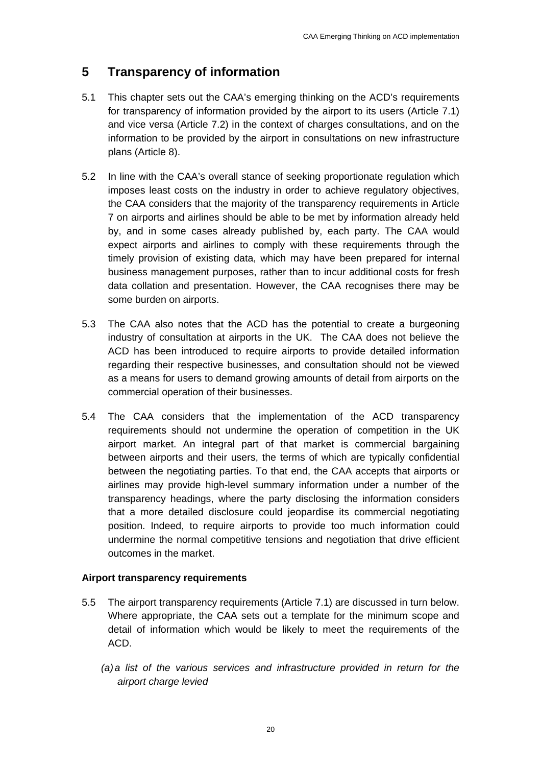# 5 Transparency of information

5.1 This chapter sets out the CAA's emerging thinking on the ACD's requirements for transparency of information provided by the airport to its users (Article 7.1) and vice versa (Article 7.2) in the context of charges consultations, and on the information to be provided by the airport in consultations on new infrastructure plans (Article 8).

5.2 In line with the CAA's overall stance of seeking proportionate regulation which imposes least costs on the industry in order to achieve regulatory objectives, the CAA considers that the majority of the transparency requirements in Article 7 on airports and airlines should be able to be met by information already held by, and in some cases already published by, each party. The CAA would expect airports and airlines to comply with these requirements through the timely provision of existing data, which may have been prepared for internal business management purposes, rather than to incur additional costs for fresh data collation and presentation. However, the CAA recognises there may be some burden on airports.

5.3 The CAA also notes that the ACD has the potential to create a burgeoning industry of consultation at airports in the UK. The CAA does not believe the ACD has been introduced to require airports to provide detailed information regarding their respective businesses, and consultation should not be viewed as a means for users to demand growing amounts of detail from airports on the commercial operation of their businesses.

5.4 The CAA considers that the implementation of the ACD transparency requirements should not undermine the operation of competition in the UK airport market. An integral part of that market is commercial bargaining between airports and their users, the terms of which are typically confidential between the negotiating parties. To that end, the CAA accepts that airports or airlines may provide high-level summary information under a number of the transparency headings, where the party disclosing the information considers that a more detailed disclosure could jeopardise its commercial negotiating position. Indeed, to require airports to provide too much information could undermine the normal competitive tensions and negotiation that drive efficient outcomes in the market.

**Airport transparency requirements**

5.5 The airport transparency requirements (Article 7.1) are discussed in turn below. Where appropriate, the CAA sets out a template for the minimum scope and detail of information which would be likely to meet the requirements of the ACD.

*(a) a list of the various services and infrastructure provided in return for the airport charge levied*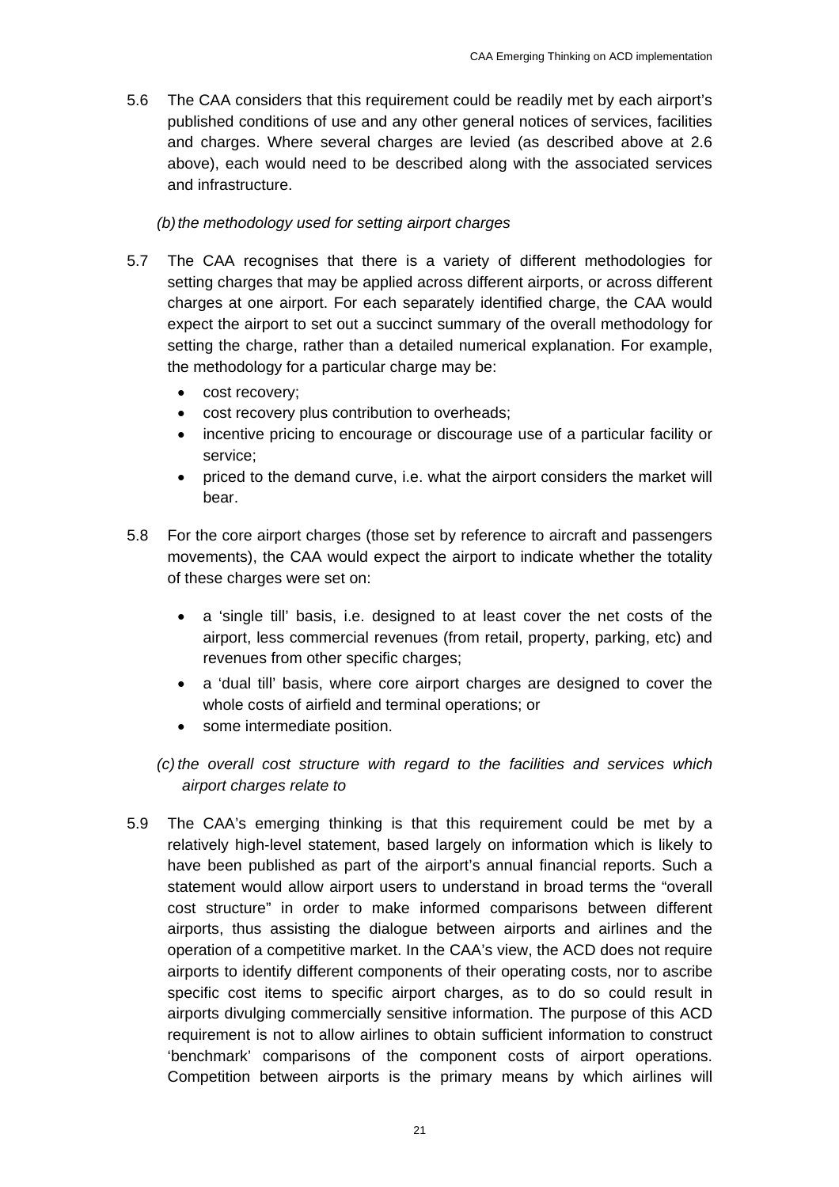5.6 The CAA considers that this requirement could be readily met by each airport's published conditions of use and any other general notices of services, facilities and charges. Where several charges are levied (as described above at 2.6 above), each would need to be described along with the associated services and infrastructure.

*(b) the methodology used for setting airport charges*

5.7 The CAA recognises that there is a variety of different methodologies for setting charges that may be applied across different airports, or across different charges at one airport. For each separately identified charge, the CAA would expect the airport to set out a succinct summary of the overall methodology for setting the charge, rather than a detailed numerical explanation. For example, the methodology for a particular charge may be:

- cost recovery;
- cost recovery plus contribution to overheads;
- incentive pricing to encourage or discourage use of a particular facility or service;
- priced to the demand curve, i.e. what the airport considers the market will bear.

5.8 For the core airport charges (those set by reference to aircraft and passengers movements), the CAA would expect the airport to indicate whether the totality of these charges were set on:

- a 'single till' basis, i.e. designed to at least cover the net costs of the airport, less commercial revenues (from retail, property, parking, etc) and revenues from other specific charges;
- a 'dual till' basis, where core airport charges are designed to cover the whole costs of airfield and terminal operations; or
- some intermediate position.

*(c) the overall cost structure with regard to the facilities and services which airport charges relate to*

5.9 The CAA's emerging thinking is that this requirement could be met by a relatively high-level statement, based largely on information which is likely to have been published as part of the airport's annual financial reports. Such a statement would allow airport users to understand in broad terms the "overall cost structure" in order to make informed comparisons between different airports, thus assisting the dialogue between airports and airlines and the operation of a competitive market. In the CAA's view, the ACD does not require airports to identify different components of their operating costs, nor to ascribe specific cost items to specific airport charges, as to do so could result in airports divulging commercially sensitive information. The purpose of this ACD requirement is not to allow airlines to obtain sufficient information to construct 'benchmark' comparisons of the component costs of airport operations. Competition between airports is the primary means by which airlines will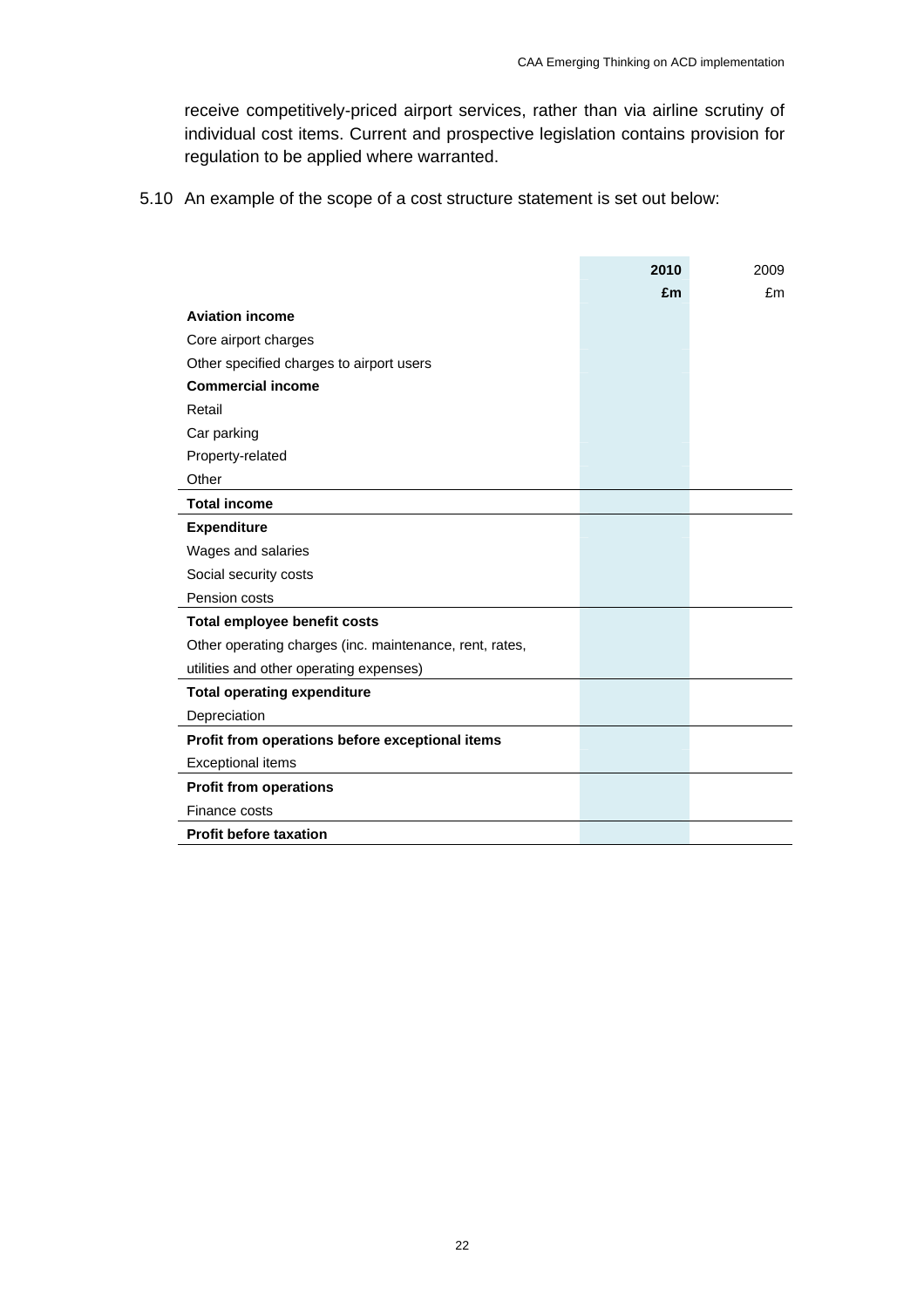receive competitively-priced airport services, rather than via airline scrutiny of individual cost items. Current and prospective legislation contains provision for regulation to be applied where warranted.

5.10 An example of the scope of a cost structure statement is set out below:

| | **2010** | 2009 |
|---|---|---|
| | **£m** | £m |
| **Aviation income** | | |
| Core airport charges | | |
| Other specified charges to airport users | | |
| **Commercial income** | | |
| Retail | | |
| Car parking | | |
| Property-related | | |
| Other | | |
| **Total income** | | |
| **Expenditure** | | |
| Wages and salaries | | |
| Social security costs | | |
| Pension costs | | |
| **Total employee benefit costs** | | |
| Other operating charges (inc. maintenance, rent, rates, utilities and other operating expenses) | | |
| **Total operating expenditure** | | |
| Depreciation | | |
| **Profit from operations before exceptional items** | | |
| Exceptional items | | |
| **Profit from operations** | | |
| Finance costs | | |
| **Profit before taxation** | | |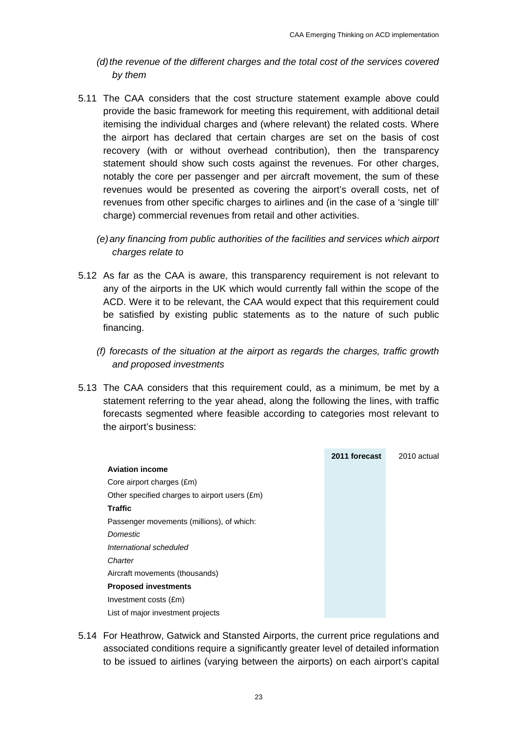*(d) the revenue of the different charges and the total cost of the services covered by them*

5.11 The CAA considers that the cost structure statement example above could provide the basic framework for meeting this requirement, with additional detail itemising the individual charges and (where relevant) the related costs. Where the airport has declared that certain charges are set on the basis of cost recovery (with or without overhead contribution), then the transparency statement should show such costs against the revenues. For other charges, notably the core per passenger and per aircraft movement, the sum of these revenues would be presented as covering the airport's overall costs, net of revenues from other specific charges to airlines and (in the case of a 'single till' charge) commercial revenues from retail and other activities.

*(e) any financing from public authorities of the facilities and services which airport charges relate to*

5.12 As far as the CAA is aware, this transparency requirement is not relevant to any of the airports in the UK which would currently fall within the scope of the ACD. Were it to be relevant, the CAA would expect that this requirement could be satisfied by existing public statements as to the nature of such public financing.

*(f) forecasts of the situation at the airport as regards the charges, traffic growth and proposed investments*

5.13 The CAA considers that this requirement could, as a minimum, be met by a statement referring to the year ahead, along the following the lines, with traffic forecasts segmented where feasible according to categories most relevant to the airport's business:

| | **2011 forecast** | 2010 actual |
|---|---|---|
| **Aviation income** | | |
| Core airport charges (£m) | | |
| Other specified charges to airport users (£m) | | |
| **Traffic** | | |
| Passenger movements (millions), of which: | | |
| *Domestic* | | |
| *International scheduled* | | |
| *Charter* | | |
| Aircraft movements (thousands) | | |
| **Proposed investments** | | |
| Investment costs (£m) | | |
| List of major investment projects | | |

5.14 For Heathrow, Gatwick and Stansted Airports, the current price regulations and associated conditions require a significantly greater level of detailed information to be issued to airlines (varying between the airports) on each airport's capital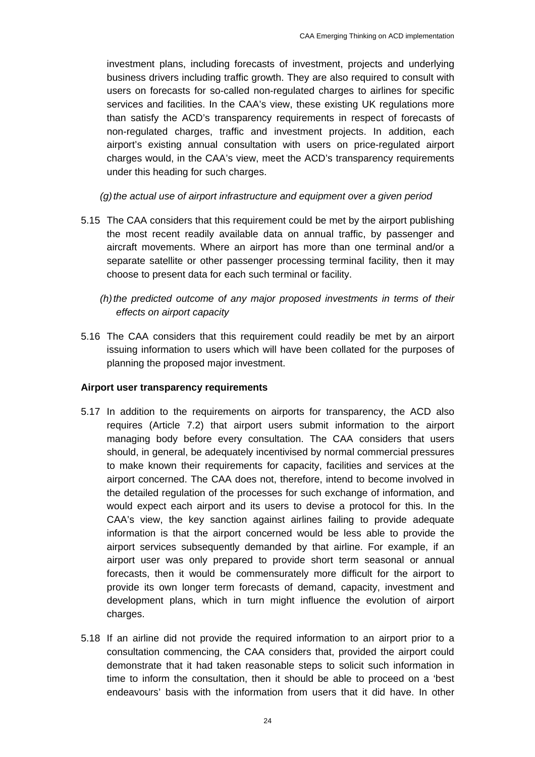investment plans, including forecasts of investment, projects and underlying business drivers including traffic growth. They are also required to consult with users on forecasts for so-called non-regulated charges to airlines for specific services and facilities. In the CAA's view, these existing UK regulations more than satisfy the ACD's transparency requirements in respect of forecasts of non-regulated charges, traffic and investment projects. In addition, each airport's existing annual consultation with users on price-regulated airport charges would, in the CAA's view, meet the ACD's transparency requirements under this heading for such charges.

*(g) the actual use of airport infrastructure and equipment over a given period*

5.15 The CAA considers that this requirement could be met by the airport publishing the most recent readily available data on annual traffic, by passenger and aircraft movements. Where an airport has more than one terminal and/or a separate satellite or other passenger processing terminal facility, then it may choose to present data for each such terminal or facility.

*(h) the predicted outcome of any major proposed investments in terms of their effects on airport capacity*

5.16 The CAA considers that this requirement could readily be met by an airport issuing information to users which will have been collated for the purposes of planning the proposed major investment.

**Airport user transparency requirements**

5.17 In addition to the requirements on airports for transparency, the ACD also requires (Article 7.2) that airport users submit information to the airport managing body before every consultation. The CAA considers that users should, in general, be adequately incentivised by normal commercial pressures to make known their requirements for capacity, facilities and services at the airport concerned. The CAA does not, therefore, intend to become involved in the detailed regulation of the processes for such exchange of information, and would expect each airport and its users to devise a protocol for this. In the CAA's view, the key sanction against airlines failing to provide adequate information is that the airport concerned would be less able to provide the airport services subsequently demanded by that airline. For example, if an airport user was only prepared to provide short term seasonal or annual forecasts, then it would be commensurately more difficult for the airport to provide its own longer term forecasts of demand, capacity, investment and development plans, which in turn might influence the evolution of airport charges.

5.18 If an airline did not provide the required information to an airport prior to a consultation commencing, the CAA considers that, provided the airport could demonstrate that it had taken reasonable steps to solicit such information in time to inform the consultation, then it should be able to proceed on a 'best endeavours' basis with the information from users that it did have. In other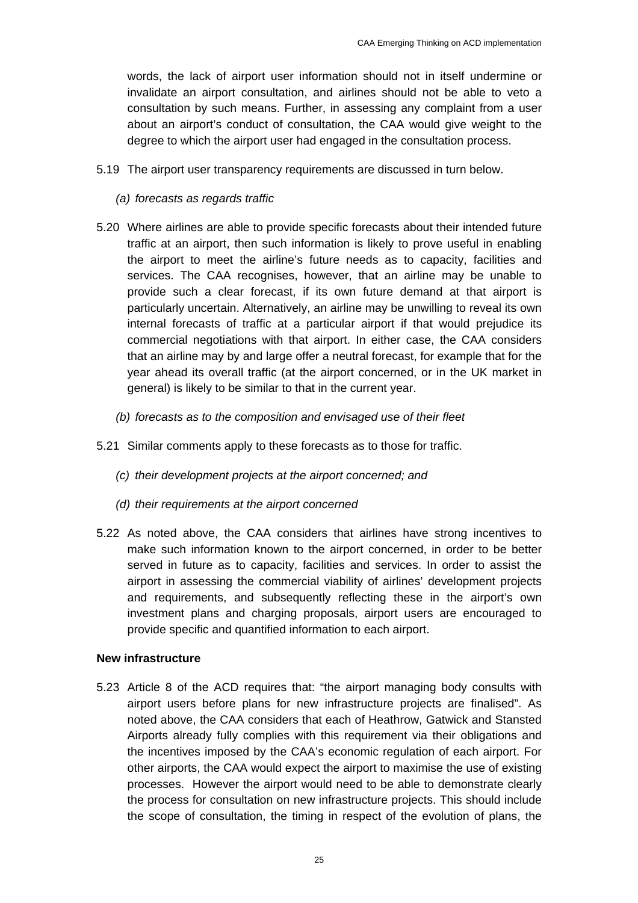words, the lack of airport user information should not in itself undermine or invalidate an airport consultation, and airlines should not be able to veto a consultation by such means. Further, in assessing any complaint from a user about an airport's conduct of consultation, the CAA would give weight to the degree to which the airport user had engaged in the consultation process.

5.19 The airport user transparency requirements are discussed in turn below.

*(a) forecasts as regards traffic*

5.20 Where airlines are able to provide specific forecasts about their intended future traffic at an airport, then such information is likely to prove useful in enabling the airport to meet the airline's future needs as to capacity, facilities and services. The CAA recognises, however, that an airline may be unable to provide such a clear forecast, if its own future demand at that airport is particularly uncertain. Alternatively, an airline may be unwilling to reveal its own internal forecasts of traffic at a particular airport if that would prejudice its commercial negotiations with that airport. In either case, the CAA considers that an airline may by and large offer a neutral forecast, for example that for the year ahead its overall traffic (at the airport concerned, or in the UK market in general) is likely to be similar to that in the current year.

*(b) forecasts as to the composition and envisaged use of their fleet*

5.21 Similar comments apply to these forecasts as to those for traffic.

*(c) their development projects at the airport concerned; and*

*(d) their requirements at the airport concerned*

5.22 As noted above, the CAA considers that airlines have strong incentives to make such information known to the airport concerned, in order to be better served in future as to capacity, facilities and services. In order to assist the airport in assessing the commercial viability of airlines' development projects and requirements, and subsequently reflecting these in the airport's own investment plans and charging proposals, airport users are encouraged to provide specific and quantified information to each airport.

**New infrastructure**

5.23 Article 8 of the ACD requires that: "the airport managing body consults with airport users before plans for new infrastructure projects are finalised". As noted above, the CAA considers that each of Heathrow, Gatwick and Stansted Airports already fully complies with this requirement via their obligations and the incentives imposed by the CAA's economic regulation of each airport. For other airports, the CAA would expect the airport to maximise the use of existing processes. However the airport would need to be able to demonstrate clearly the process for consultation on new infrastructure projects. This should include the scope of consultation, the timing in respect of the evolution of plans, the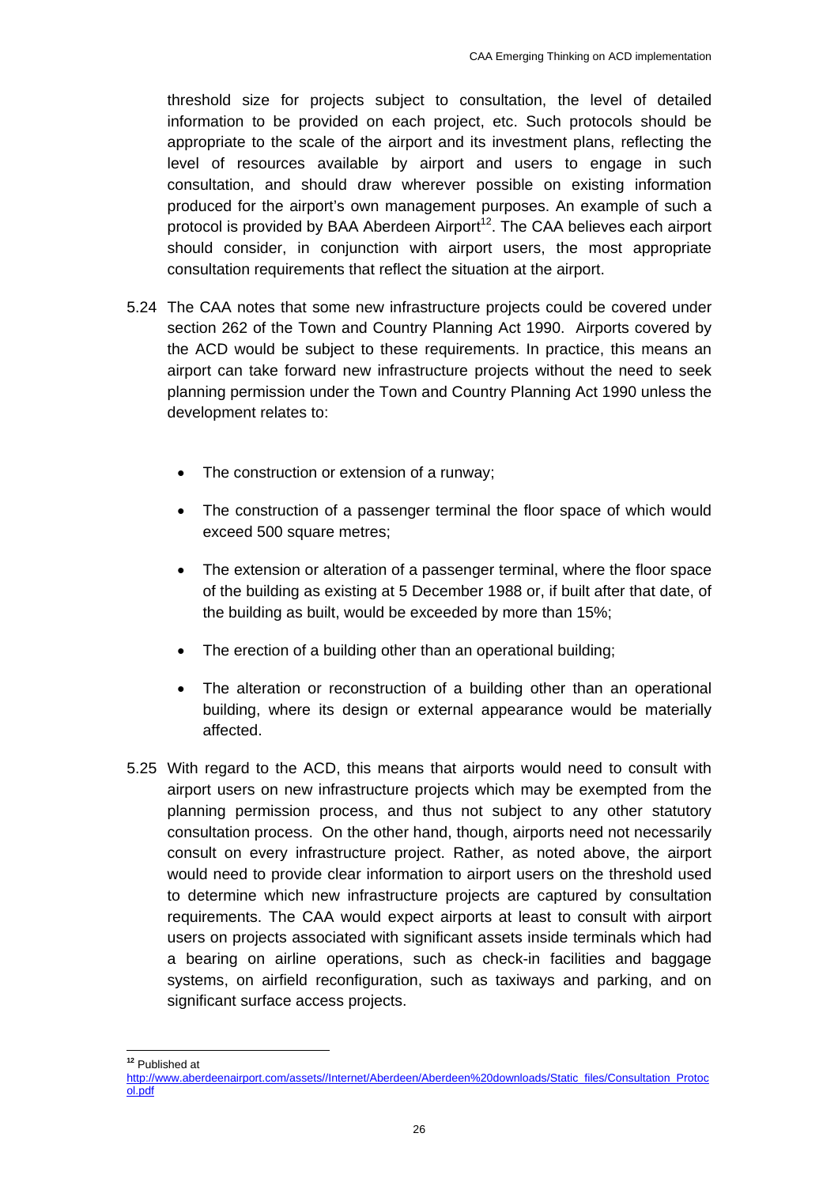threshold size for projects subject to consultation, the level of detailed information to be provided on each project, etc. Such protocols should be appropriate to the scale of the airport and its investment plans, reflecting the level of resources available by airport and users to engage in such consultation, and should draw wherever possible on existing information produced for the airport's own management purposes. An example of such a protocol is provided by BAA Aberdeen Airport[12]. The CAA believes each airport should consider, in conjunction with airport users, the most appropriate consultation requirements that reflect the situation at the airport.

5.24 The CAA notes that some new infrastructure projects could be covered under section 262 of the Town and Country Planning Act 1990. Airports covered by the ACD would be subject to these requirements. In practice, this means an airport can take forward new infrastructure projects without the need to seek planning permission under the Town and Country Planning Act 1990 unless the development relates to:

- The construction or extension of a runway;
- The construction of a passenger terminal the floor space of which would exceed 500 square metres;
- The extension or alteration of a passenger terminal, where the floor space of the building as existing at 5 December 1988 or, if built after that date, of the building as built, would be exceeded by more than 15%;
- The erection of a building other than an operational building;
- The alteration or reconstruction of a building other than an operational building, where its design or external appearance would be materially affected.

5.25 With regard to the ACD, this means that airports would need to consult with airport users on new infrastructure projects which may be exempted from the planning permission process, and thus not subject to any other statutory consultation process. On the other hand, though, airports need not necessarily consult on every infrastructure project. Rather, as noted above, the airport would need to provide clear information to airport users on the threshold used to determine which new infrastructure projects are captured by consultation requirements. The CAA would expect airports at least to consult with airport users on projects associated with significant assets inside terminals which had a bearing on airline operations, such as check-in facilities and baggage systems, on airfield reconfiguration, such as taxiways and parking, and on significant surface access projects.

---

[12] Published at http://www.aberdeenairport.com/assets//Internet/Aberdeen/Aberdeen%20downloads/Static_files/Consultation_Protocol.pdf